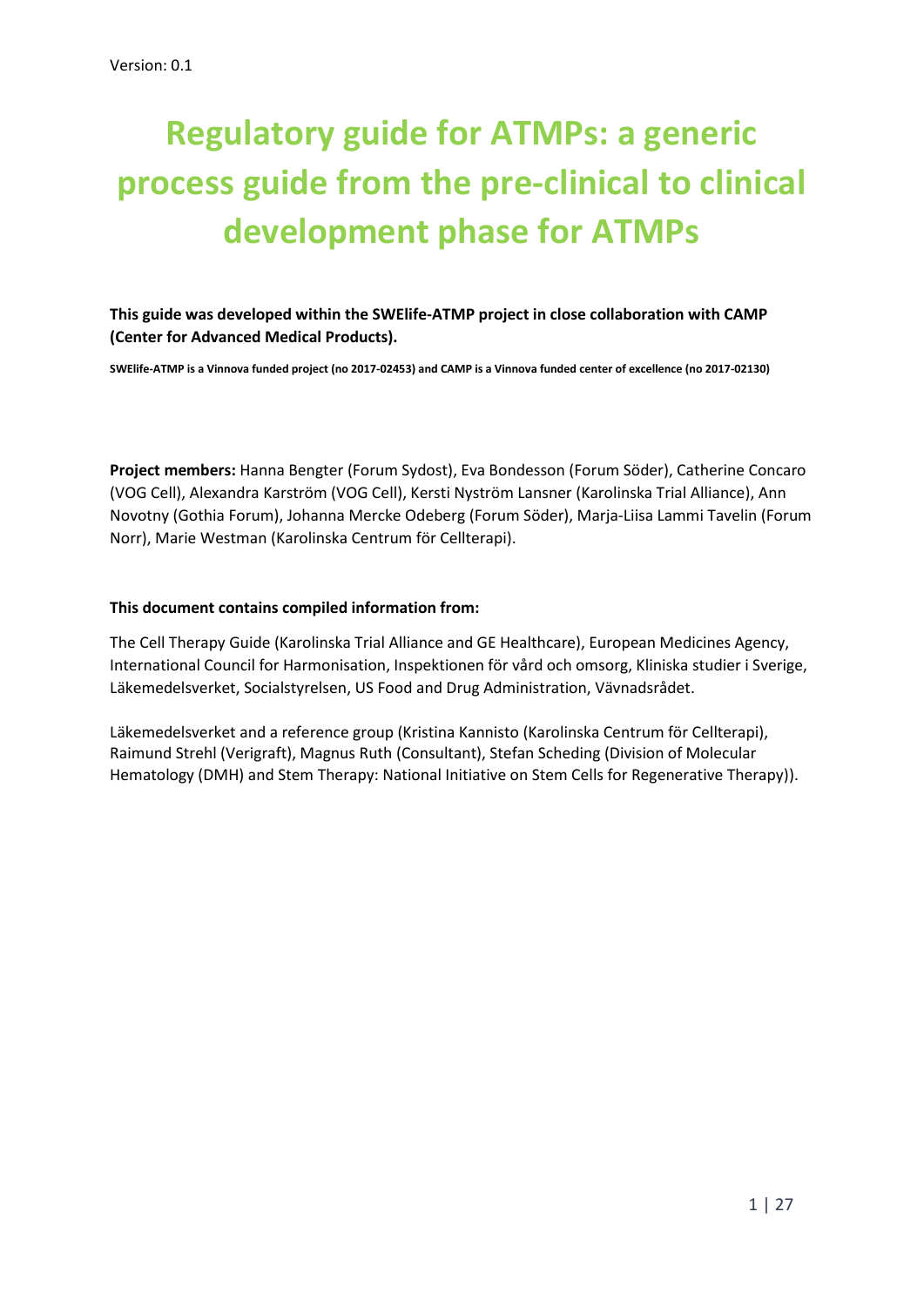Version: 0.1

# Regulatory guide for ATMPs: a generic process guide from the pre-clinical to clinical development phase for ATMPs

**This guide was developed within the SWElife-ATMP project in close collaboration with CAMP (Center for Advanced Medical Products).**

**SWElife-ATMP is a Vinnova funded project (no 2017-02453) and CAMP is a Vinnova funded center of excellence (no 2017-02130)**

**Project members:** Hanna Bengter (Forum Sydost), Eva Bondesson (Forum Söder), Catherine Concaro (VOG Cell), Alexandra Karström (VOG Cell), Kersti Nyström Lansner (Karolinska Trial Alliance), Ann Novotny (Gothia Forum), Johanna Mercke Odeberg (Forum Söder), Marja-Liisa Lammi Tavelin (Forum Norr), Marie Westman (Karolinska Centrum för Cellterapi).

**This document contains compiled information from:**

The Cell Therapy Guide (Karolinska Trial Alliance and GE Healthcare), European Medicines Agency, International Council for Harmonisation, Inspektionen för vård och omsorg, Kliniska studier i Sverige, Läkemedelsverket, Socialstyrelsen, US Food and Drug Administration, Vävnadsrådet.

Läkemedelsverket and a reference group (Kristina Kannisto (Karolinska Centrum för Cellterapi), Raimund Strehl (Verigraft), Magnus Ruth (Consultant), Stefan Scheding (Division of Molecular Hematology (DMH) and Stem Therapy: National Initiative on Stem Cells for Regenerative Therapy)).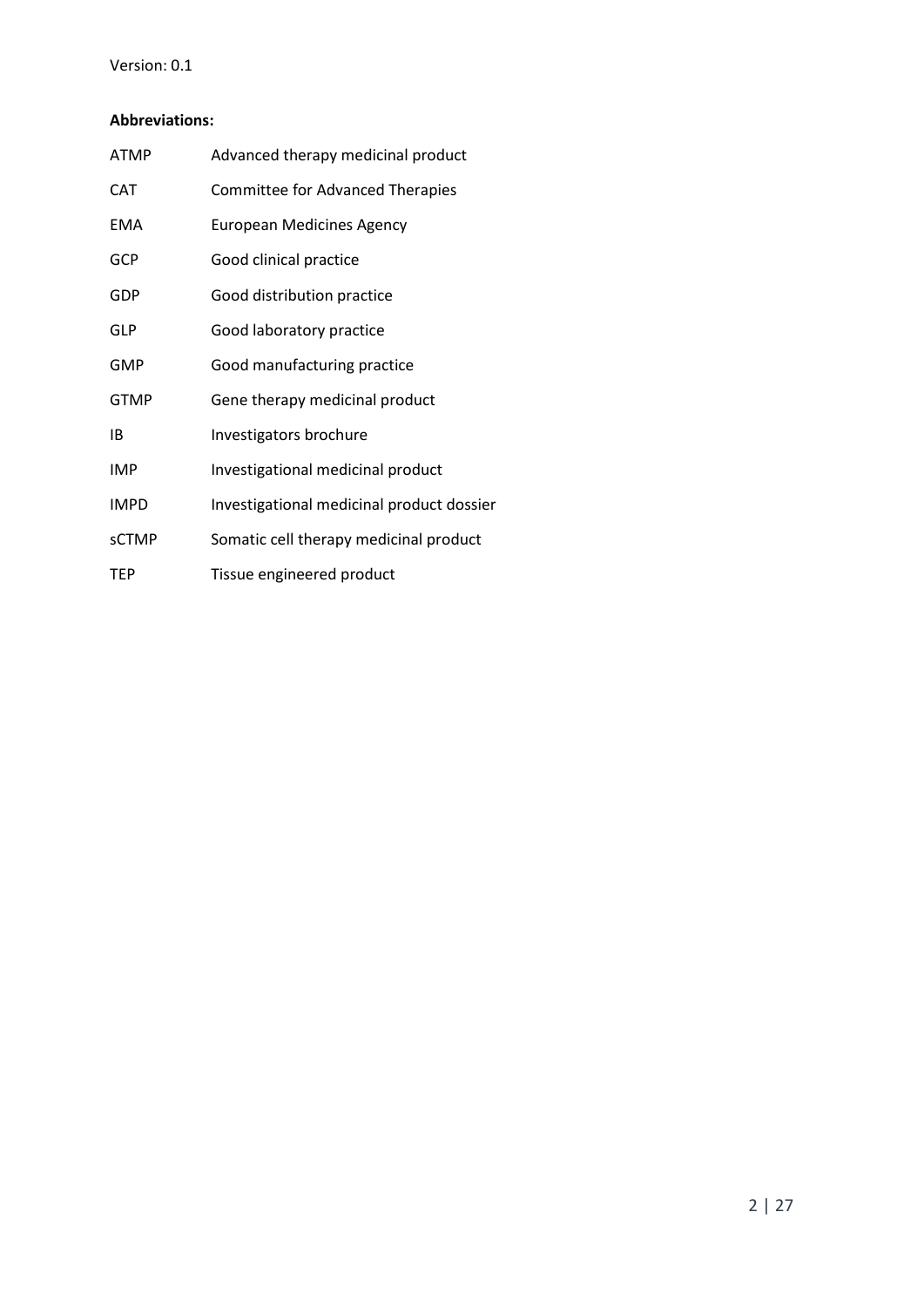Version: 0.1

**Abbreviations:**

| | |
|---|---|
| ATMP | Advanced therapy medicinal product |
| CAT | Committee for Advanced Therapies |
| EMA | European Medicines Agency |
| GCP | Good clinical practice |
| GDP | Good distribution practice |
| GLP | Good laboratory practice |
| GMP | Good manufacturing practice |
| GTMP | Gene therapy medicinal product |
| IB | Investigators brochure |
| IMP | Investigational medicinal product |
| IMPD | Investigational medicinal product dossier |
| sCTMP | Somatic cell therapy medicinal product |
| TEP | Tissue engineered product |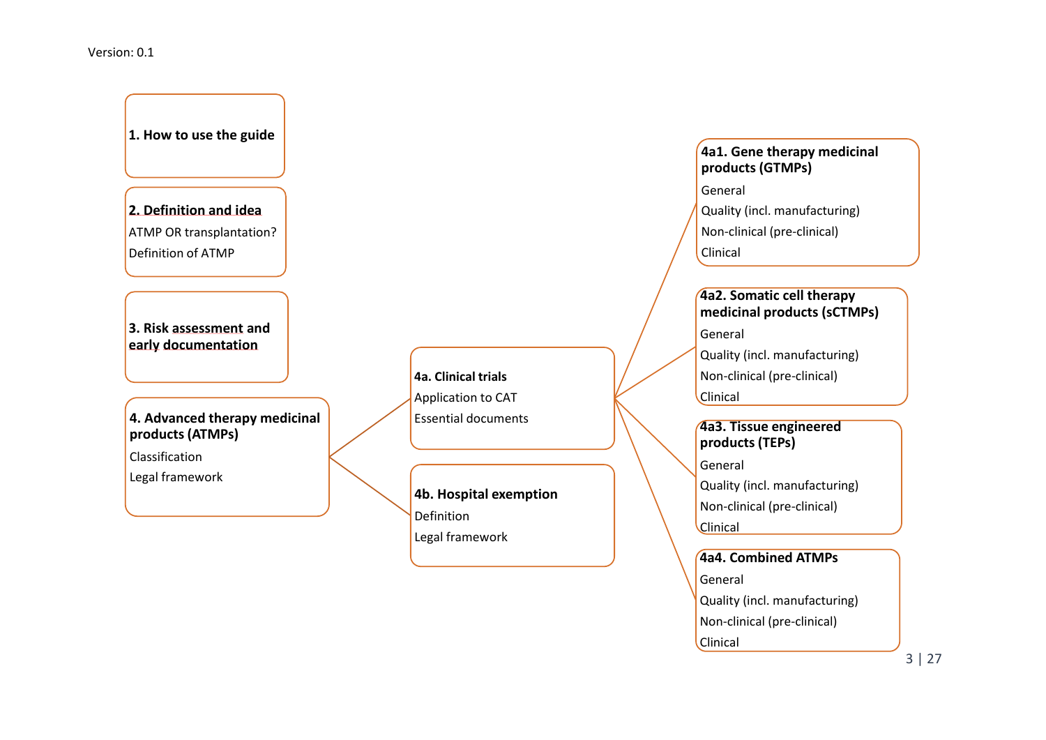Version: 0.1

**1. How to use the guide**

**2. Definition and idea**

ATMP OR transplantation?

Definition of ATMP

**3. Risk assessment and early documentation**

**4. Advanced therapy medicinal products (ATMPs)**

Classification

Legal framework

**4a. Clinical trials**

Application to CAT

Essential documents

**4b. Hospital exemption**

Definition

Legal framework

**4a1. Gene therapy medicinal products (GTMPs)**

General

Quality (incl. manufacturing)

Non-clinical (pre-clinical)

Clinical

**4a2. Somatic cell therapy medicinal products (sCTMPs)**

General

Quality (incl. manufacturing)

Non-clinical (pre-clinical)

Clinical

**4a3. Tissue engineered products (TEPs)**

General

Quality (incl. manufacturing)

Non-clinical (pre-clinical)

Clinical

**4a4. Combined ATMPs**

General

Quality (incl. manufacturing)

Non-clinical (pre-clinical)

Clinical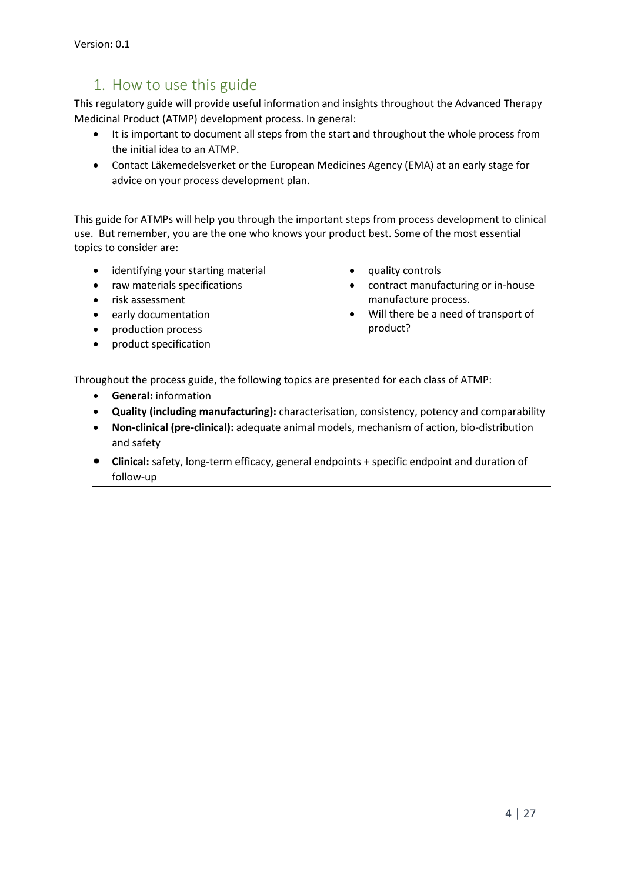## 1. How to use this guide

This regulatory guide will provide useful information and insights throughout the Advanced Therapy Medicinal Product (ATMP) development process. In general:

- It is important to document all steps from the start and throughout the whole process from the initial idea to an ATMP.
- Contact Läkemedelsverket or the European Medicines Agency (EMA) at an early stage for advice on your process development plan.

This guide for ATMPs will help you through the important steps from process development to clinical use. But remember, you are the one who knows your product best. Some of the most essential topics to consider are:

- identifying your starting material
- raw materials specifications
- risk assessment
- early documentation
- production process
- product specification
- quality controls
- contract manufacturing or in-house manufacture process.
- Will there be a need of transport of product?

Throughout the process guide, the following topics are presented for each class of ATMP:

- **General:** information
- **Quality (including manufacturing):** characterisation, consistency, potency and comparability
- **Non-clinical (pre-clinical):** adequate animal models, mechanism of action, bio-distribution and safety
- **Clinical:** safety, long-term efficacy, general endpoints + specific endpoint and duration of follow-up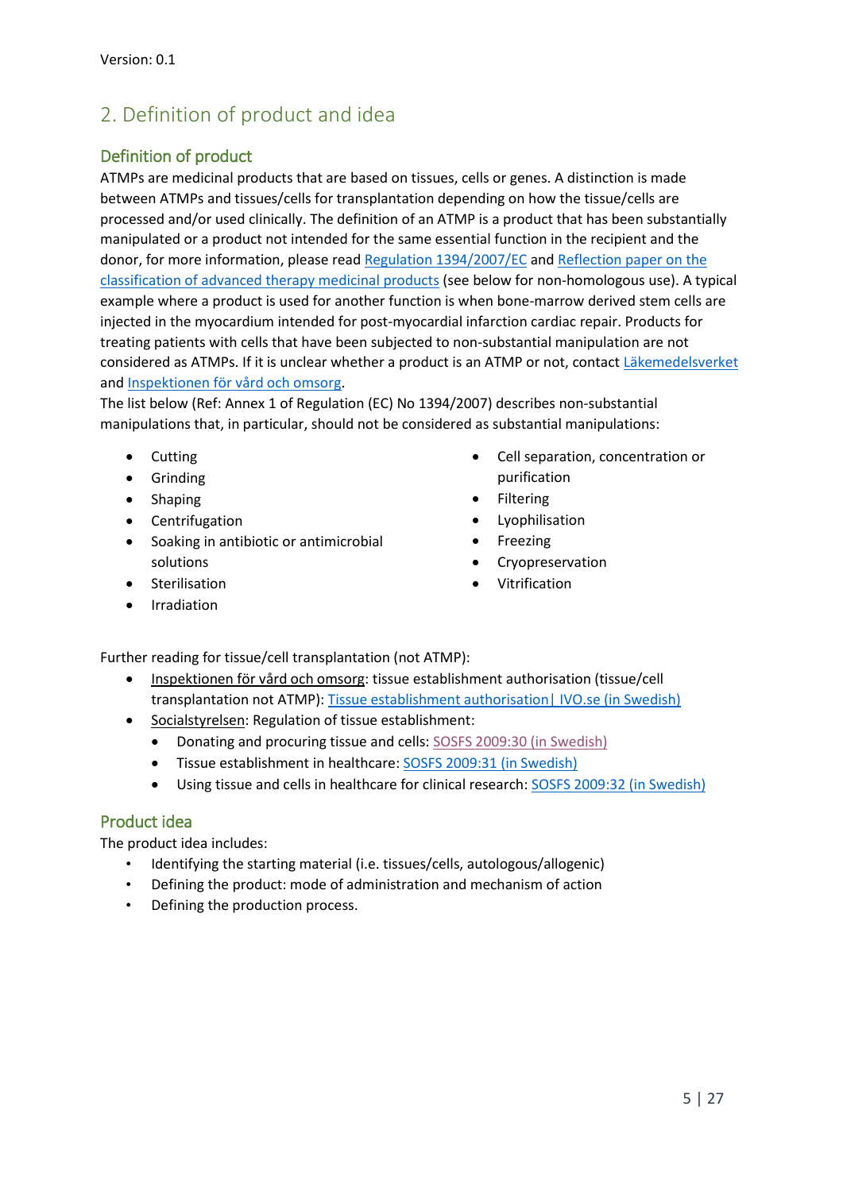Version: 0.1

## 2. Definition of product and idea

### Definition of product

ATMPs are medicinal products that are based on tissues, cells or genes. A distinction is made between ATMPs and tissues/cells for transplantation depending on how the tissue/cells are processed and/or used clinically. The definition of an ATMP is a product that has been substantially manipulated or a product not intended for the same essential function in the recipient and the donor, for more information, please read Regulation 1394/2007/EC and Reflection paper on the classification of advanced therapy medicinal products (see below for non-homologous use). A typical example where a product is used for another function is when bone-marrow derived stem cells are injected in the myocardium intended for post-myocardial infarction cardiac repair. Products for treating patients with cells that have been subjected to non-substantial manipulation are not considered as ATMPs. If it is unclear whether a product is an ATMP or not, contact Läkemedelsverket and Inspektionen för vård och omsorg.

The list below (Ref: Annex 1 of Regulation (EC) No 1394/2007) describes non-substantial manipulations that, in particular, should not be considered as substantial manipulations:

- Cutting
- Grinding
- Shaping
- Centrifugation
- Soaking in antibiotic or antimicrobial solutions
- Sterilisation
- Irradiation
- Cell separation, concentration or purification
- Filtering
- Lyophilisation
- Freezing
- Cryopreservation
- Vitrification

Further reading for tissue/cell transplantation (not ATMP):

- Inspektionen för vård och omsorg: tissue establishment authorisation (tissue/cell transplantation not ATMP): Tissue establishment authorisation| IVO.se (in Swedish)
- Socialstyrelsen: Regulation of tissue establishment:
    - Donating and procuring tissue and cells: SOSFS 2009:30 (in Swedish)
    - Tissue establishment in healthcare: SOSFS 2009:31 (in Swedish)
    - Using tissue and cells in healthcare for clinical research: SOSFS 2009:32 (in Swedish)

### Product idea

The product idea includes:

- Identifying the starting material (i.e. tissues/cells, autologous/allogenic)
- Defining the product: mode of administration and mechanism of action
- Defining the production process.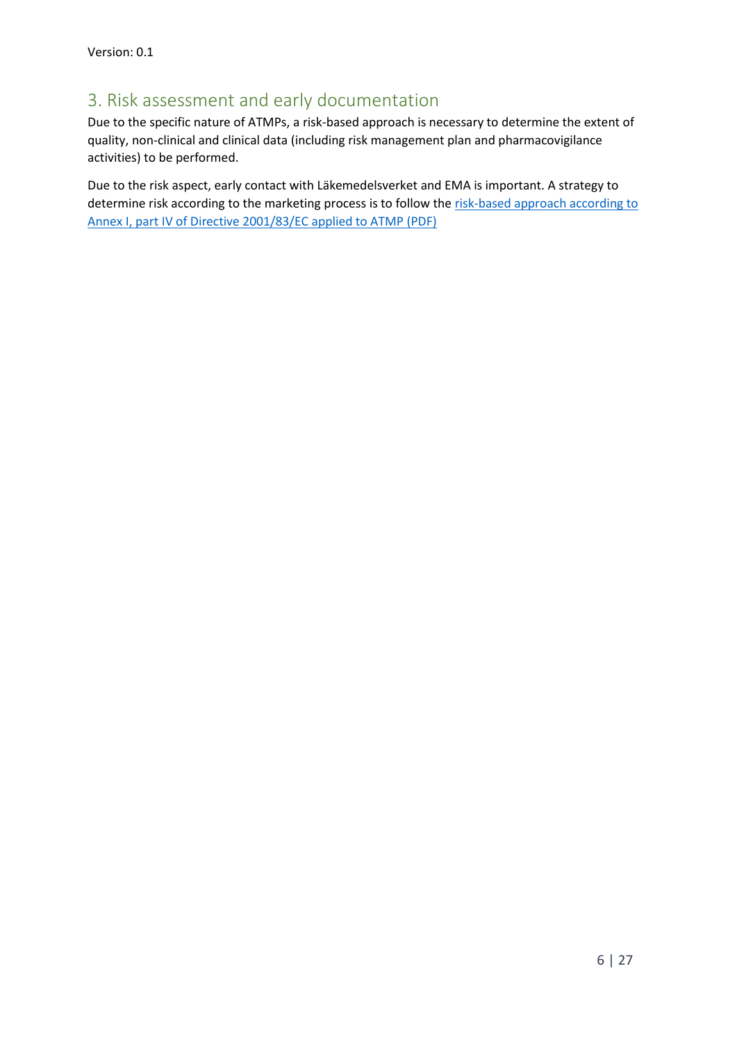## 3. Risk assessment and early documentation

Due to the specific nature of ATMPs, a risk-based approach is necessary to determine the extent of quality, non-clinical and clinical data (including risk management plan and pharmacovigilance activities) to be performed.

Due to the risk aspect, early contact with Läkemedelsverket and EMA is important. A strategy to determine risk according to the marketing process is to follow the risk-based approach according to Annex I, part IV of Directive 2001/83/EC applied to ATMP (PDF)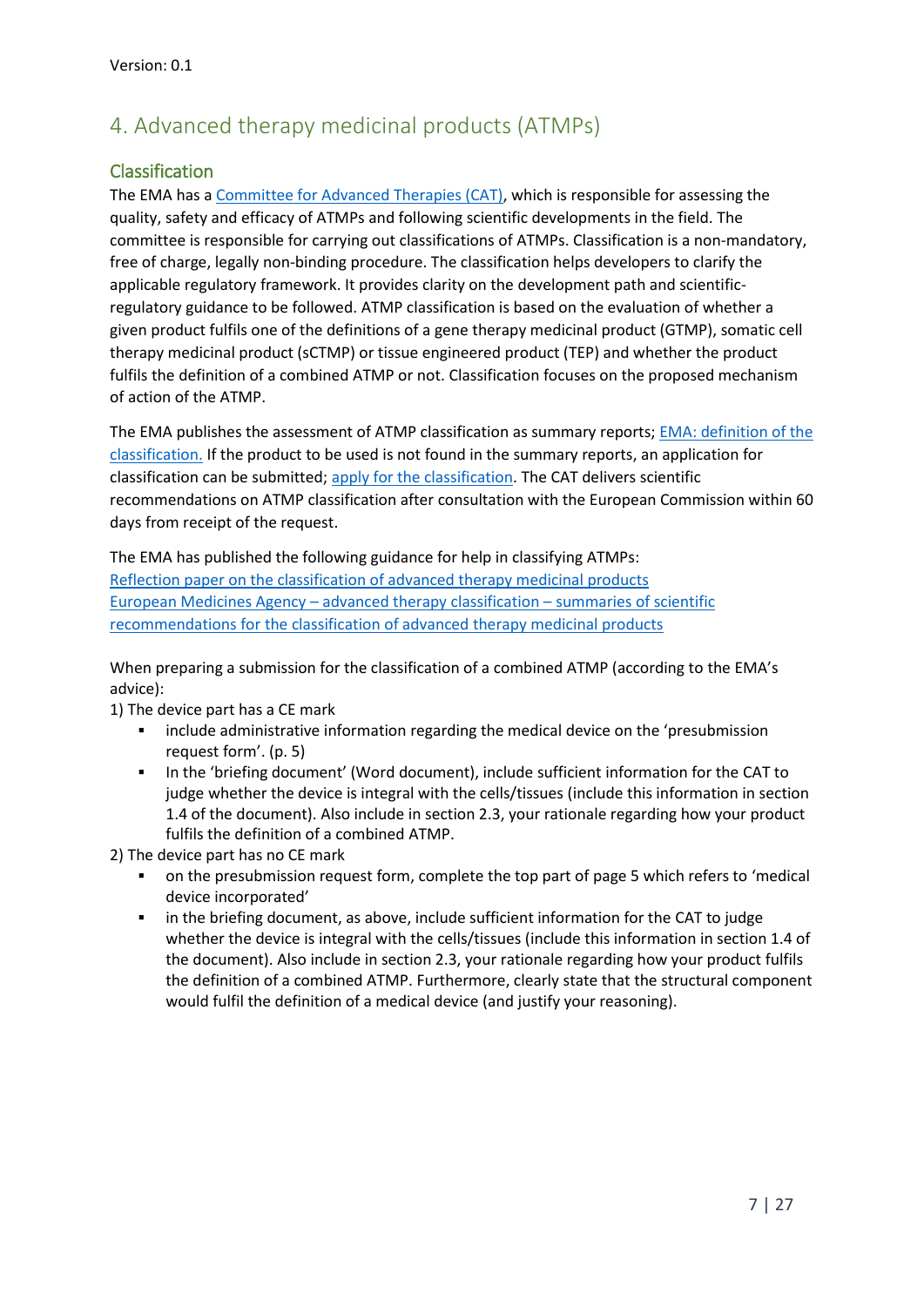# 4. Advanced therapy medicinal products (ATMPs)

## Classification

The EMA has a Committee for Advanced Therapies (CAT), which is responsible for assessing the quality, safety and efficacy of ATMPs and following scientific developments in the field. The committee is responsible for carrying out classifications of ATMPs. Classification is a non-mandatory, free of charge, legally non-binding procedure. The classification helps developers to clarify the applicable regulatory framework. It provides clarity on the development path and scientific-regulatory guidance to be followed. ATMP classification is based on the evaluation of whether a given product fulfils one of the definitions of a gene therapy medicinal product (GTMP), somatic cell therapy medicinal product (sCTMP) or tissue engineered product (TEP) and whether the product fulfils the definition of a combined ATMP or not. Classification focuses on the proposed mechanism of action of the ATMP.

The EMA publishes the assessment of ATMP classification as summary reports; EMA: definition of the classification. If the product to be used is not found in the summary reports, an application for classification can be submitted; apply for the classification. The CAT delivers scientific recommendations on ATMP classification after consultation with the European Commission within 60 days from receipt of the request.

The EMA has published the following guidance for help in classifying ATMPs:
Reflection paper on the classification of advanced therapy medicinal products
European Medicines Agency – advanced therapy classification – summaries of scientific recommendations for the classification of advanced therapy medicinal products

When preparing a submission for the classification of a combined ATMP (according to the EMA's advice):

1) The device part has a CE mark
   - include administrative information regarding the medical device on the 'presubmission request form'. (p. 5)
   - In the 'briefing document' (Word document), include sufficient information for the CAT to judge whether the device is integral with the cells/tissues (include this information in section 1.4 of the document). Also include in section 2.3, your rationale regarding how your product fulfils the definition of a combined ATMP.

2) The device part has no CE mark
   - on the presubmission request form, complete the top part of page 5 which refers to 'medical device incorporated'
   - in the briefing document, as above, include sufficient information for the CAT to judge whether the device is integral with the cells/tissues (include this information in section 1.4 of the document). Also include in section 2.3, your rationale regarding how your product fulfils the definition of a combined ATMP. Furthermore, clearly state that the structural component would fulfil the definition of a medical device (and justify your reasoning).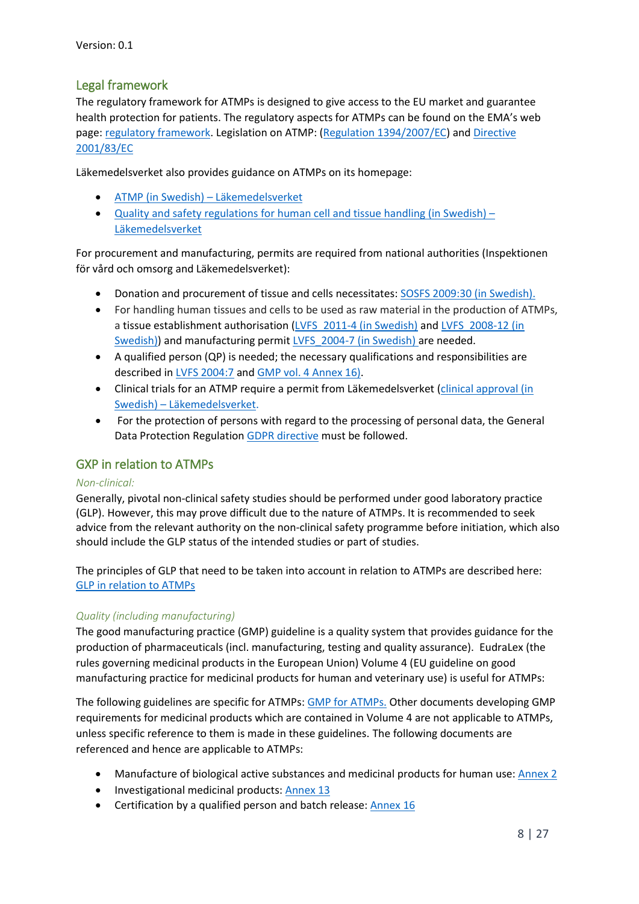Version: 0.1

## Legal framework

The regulatory framework for ATMPs is designed to give access to the EU market and guarantee health protection for patients. The regulatory aspects for ATMPs can be found on the EMA's web page: regulatory framework. Legislation on ATMP: (Regulation 1394/2007/EC) and Directive 2001/83/EC

Läkemedelsverket also provides guidance on ATMPs on its homepage:

- ATMP (in Swedish) – Läkemedelsverket
- Quality and safety regulations for human cell and tissue handling (in Swedish) – Läkemedelsverket

For procurement and manufacturing, permits are required from national authorities (Inspektionen för vård och omsorg and Läkemedelsverket):

- Donation and procurement of tissue and cells necessitates: SOSFS 2009:30 (in Swedish).
- For handling human tissues and cells to be used as raw material in the production of ATMPs, a tissue establishment authorisation (LVFS 2011-4 (in Swedish) and LVFS 2008-12 (in Swedish)) and manufacturing permit LVFS 2004-7 (in Swedish) are needed.
- A qualified person (QP) is needed; the necessary qualifications and responsibilities are described in LVFS 2004:7 and GMP vol. 4 Annex 16).
- Clinical trials for an ATMP require a permit from Läkemedelsverket (clinical approval (in Swedish) – Läkemedelsverket.
- For the protection of persons with regard to the processing of personal data, the General Data Protection Regulation GDPR directive must be followed.

## GXP in relation to ATMPs

### *Non-clinical:*

Generally, pivotal non-clinical safety studies should be performed under good laboratory practice (GLP). However, this may prove difficult due to the nature of ATMPs. It is recommended to seek advice from the relevant authority on the non-clinical safety programme before initiation, which also should include the GLP status of the intended studies or part of studies.

The principles of GLP that need to be taken into account in relation to ATMPs are described here: GLP in relation to ATMPs

### *Quality (including manufacturing)*

The good manufacturing practice (GMP) guideline is a quality system that provides guidance for the production of pharmaceuticals (incl. manufacturing, testing and quality assurance). EudraLex (the rules governing medicinal products in the European Union) Volume 4 (EU guideline on good manufacturing practice for medicinal products for human and veterinary use) is useful for ATMPs:

The following guidelines are specific for ATMPs: GMP for ATMPs. Other documents developing GMP requirements for medicinal products which are contained in Volume 4 are not applicable to ATMPs, unless specific reference to them is made in these guidelines. The following documents are referenced and hence are applicable to ATMPs:

- Manufacture of biological active substances and medicinal products for human use: Annex 2
- Investigational medicinal products: Annex 13
- Certification by a qualified person and batch release: Annex 16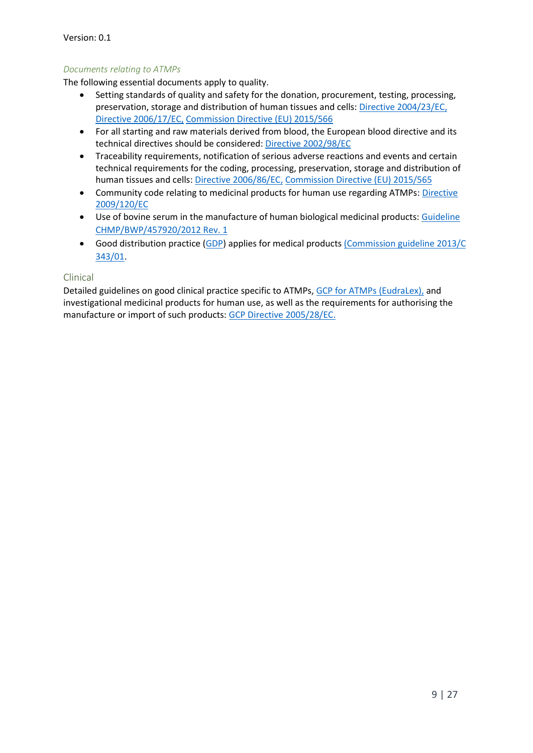### *Documents relating to ATMPs*

The following essential documents apply to quality.

- Setting standards of quality and safety for the donation, procurement, testing, processing, preservation, storage and distribution of human tissues and cells: Directive 2004/23/EC, Directive 2006/17/EC, Commission Directive (EU) 2015/566
- For all starting and raw materials derived from blood, the European blood directive and its technical directives should be considered: Directive 2002/98/EC
- Traceability requirements, notification of serious adverse reactions and events and certain technical requirements for the coding, processing, preservation, storage and distribution of human tissues and cells: Directive 2006/86/EC, Commission Directive (EU) 2015/565
- Community code relating to medicinal products for human use regarding ATMPs: Directive 2009/120/EC
- Use of bovine serum in the manufacture of human biological medicinal products: Guideline CHMP/BWP/457920/2012 Rev. 1
- Good distribution practice (GDP) applies for medical products (Commission guideline 2013/C 343/01.

## Clinical

Detailed guidelines on good clinical practice specific to ATMPs, GCP for ATMPs (EudraLex), and investigational medicinal products for human use, as well as the requirements for authorising the manufacture or import of such products: GCP Directive 2005/28/EC.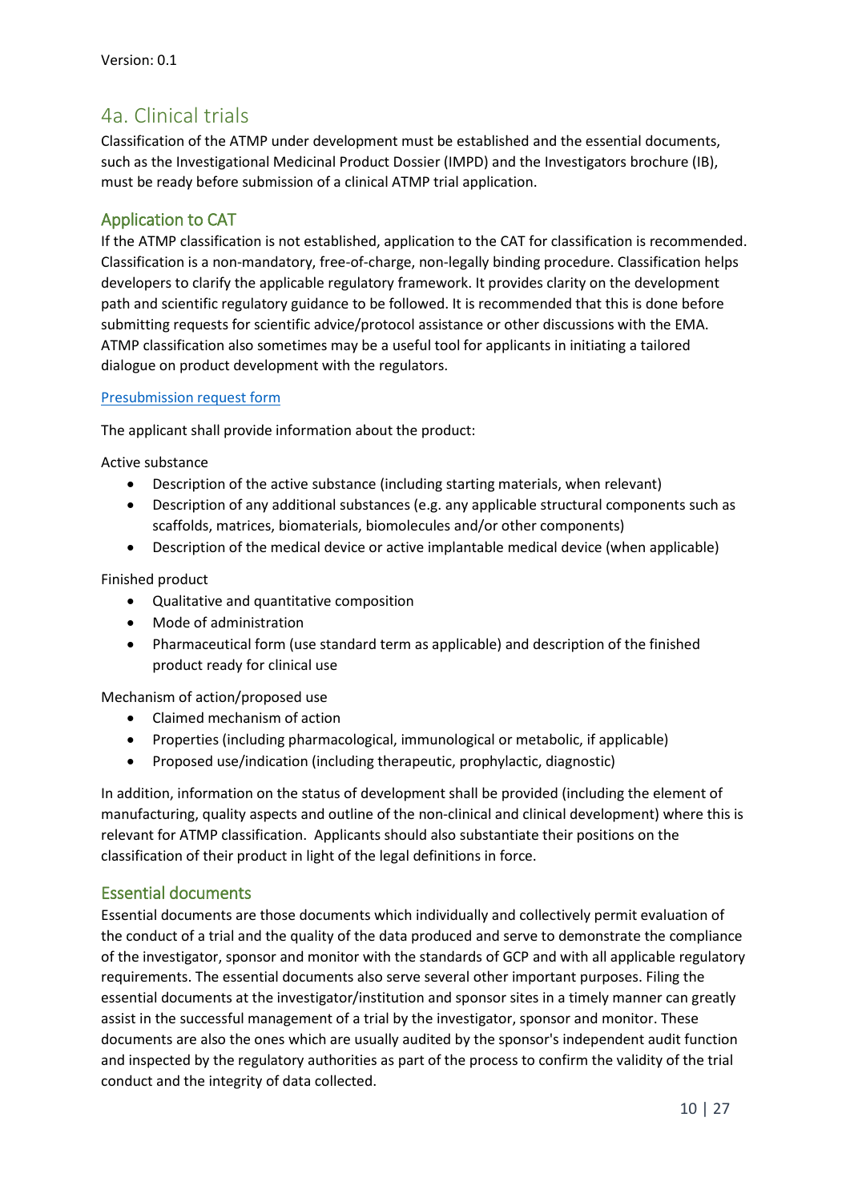## 4a. Clinical trials

Classification of the ATMP under development must be established and the essential documents, such as the Investigational Medicinal Product Dossier (IMPD) and the Investigators brochure (IB), must be ready before submission of a clinical ATMP trial application.

### Application to CAT

If the ATMP classification is not established, application to the CAT for classification is recommended. Classification is a non-mandatory, free-of-charge, non-legally binding procedure. Classification helps developers to clarify the applicable regulatory framework. It provides clarity on the development path and scientific regulatory guidance to be followed. It is recommended that this is done before submitting requests for scientific advice/protocol assistance or other discussions with the EMA. ATMP classification also sometimes may be a useful tool for applicants in initiating a tailored dialogue on product development with the regulators.

Presubmission request form

The applicant shall provide information about the product:

Active substance

- Description of the active substance (including starting materials, when relevant)
- Description of any additional substances (e.g. any applicable structural components such as scaffolds, matrices, biomaterials, biomolecules and/or other components)
- Description of the medical device or active implantable medical device (when applicable)

Finished product

- Qualitative and quantitative composition
- Mode of administration
- Pharmaceutical form (use standard term as applicable) and description of the finished product ready for clinical use

Mechanism of action/proposed use

- Claimed mechanism of action
- Properties (including pharmacological, immunological or metabolic, if applicable)
- Proposed use/indication (including therapeutic, prophylactic, diagnostic)

In addition, information on the status of development shall be provided (including the element of manufacturing, quality aspects and outline of the non-clinical and clinical development) where this is relevant for ATMP classification. Applicants should also substantiate their positions on the classification of their product in light of the legal definitions in force.

### Essential documents

Essential documents are those documents which individually and collectively permit evaluation of the conduct of a trial and the quality of the data produced and serve to demonstrate the compliance of the investigator, sponsor and monitor with the standards of GCP and with all applicable regulatory requirements. The essential documents also serve several other important purposes. Filing the essential documents at the investigator/institution and sponsor sites in a timely manner can greatly assist in the successful management of a trial by the investigator, sponsor and monitor. These documents are also the ones which are usually audited by the sponsor's independent audit function and inspected by the regulatory authorities as part of the process to confirm the validity of the trial conduct and the integrity of data collected.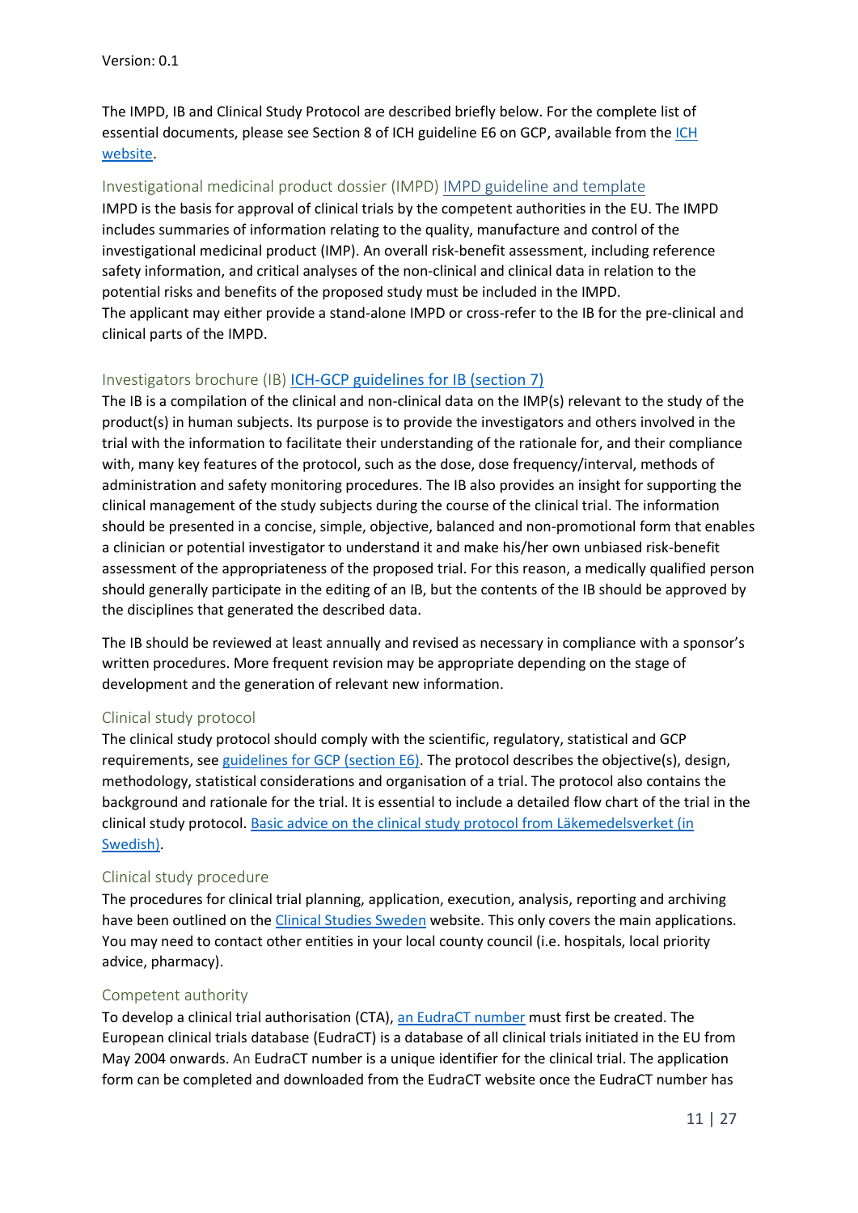The IMPD, IB and Clinical Study Protocol are described briefly below. For the complete list of essential documents, please see Section 8 of ICH guideline E6 on GCP, available from the [ICH website](#).

### Investigational medicinal product dossier (IMPD) [IMPD guideline and template](#)

IMPD is the basis for approval of clinical trials by the competent authorities in the EU. The IMPD includes summaries of information relating to the quality, manufacture and control of the investigational medicinal product (IMP). An overall risk-benefit assessment, including reference safety information, and critical analyses of the non-clinical and clinical data in relation to the potential risks and benefits of the proposed study must be included in the IMPD.
The applicant may either provide a stand-alone IMPD or cross-refer to the IB for the pre-clinical and clinical parts of the IMPD.

### Investigators brochure (IB) [ICH-GCP guidelines for IB (section 7)](#)

The IB is a compilation of the clinical and non-clinical data on the IMP(s) relevant to the study of the product(s) in human subjects. Its purpose is to provide the investigators and others involved in the trial with the information to facilitate their understanding of the rationale for, and their compliance with, many key features of the protocol, such as the dose, dose frequency/interval, methods of administration and safety monitoring procedures. The IB also provides an insight for supporting the clinical management of the study subjects during the course of the clinical trial. The information should be presented in a concise, simple, objective, balanced and non-promotional form that enables a clinician or potential investigator to understand it and make his/her own unbiased risk-benefit assessment of the appropriateness of the proposed trial. For this reason, a medically qualified person should generally participate in the editing of an IB, but the contents of the IB should be approved by the disciplines that generated the described data.

The IB should be reviewed at least annually and revised as necessary in compliance with a sponsor's written procedures. More frequent revision may be appropriate depending on the stage of development and the generation of relevant new information.

### Clinical study protocol

The clinical study protocol should comply with the scientific, regulatory, statistical and GCP requirements, see [guidelines for GCP (section E6)](#). The protocol describes the objective(s), design, methodology, statistical considerations and organisation of a trial. The protocol also contains the background and rationale for the trial. It is essential to include a detailed flow chart of the trial in the clinical study protocol. [Basic advice on the clinical study protocol from Läkemedelsverket (in Swedish)](#).

### Clinical study procedure

The procedures for clinical trial planning, application, execution, analysis, reporting and archiving have been outlined on the [Clinical Studies Sweden](#) website. This only covers the main applications. You may need to contact other entities in your local county council (i.e. hospitals, local priority advice, pharmacy).

### Competent authority

To develop a clinical trial authorisation (CTA), [an EudraCT number](#) must first be created. The European clinical trials database (EudraCT) is a database of all clinical trials initiated in the EU from May 2004 onwards. An EudraCT number is a unique identifier for the clinical trial. The application form can be completed and downloaded from the EudraCT website once the EudraCT number has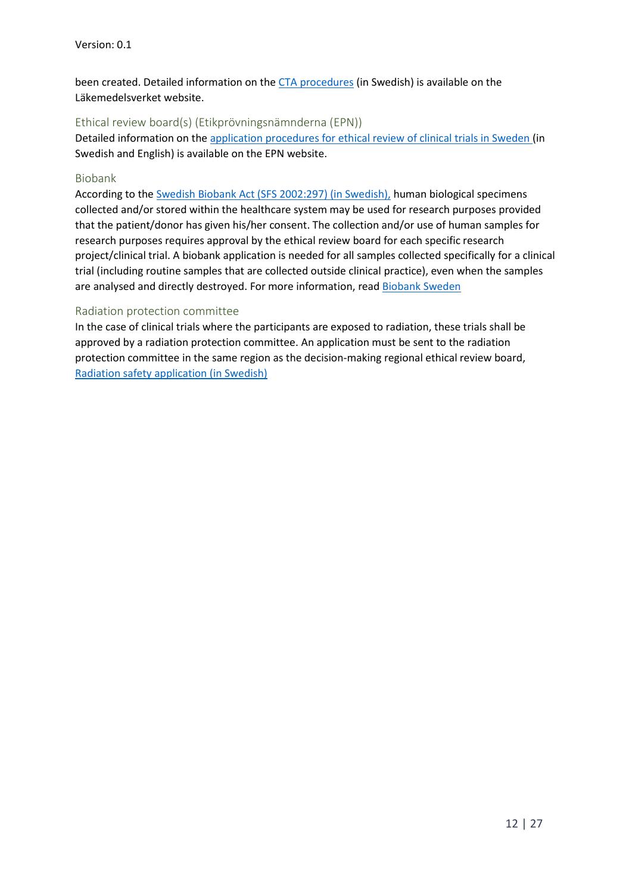been created. Detailed information on the CTA procedures (in Swedish) is available on the Läkemedelsverket website.

### Ethical review board(s) (Etikprövningsnämnderna (EPN))

Detailed information on the application procedures for ethical review of clinical trials in Sweden (in Swedish and English) is available on the EPN website.

### Biobank

According to the Swedish Biobank Act (SFS 2002:297) (in Swedish), human biological specimens collected and/or stored within the healthcare system may be used for research purposes provided that the patient/donor has given his/her consent. The collection and/or use of human samples for research purposes requires approval by the ethical review board for each specific research project/clinical trial. A biobank application is needed for all samples collected specifically for a clinical trial (including routine samples that are collected outside clinical practice), even when the samples are analysed and directly destroyed. For more information, read Biobank Sweden

### Radiation protection committee

In the case of clinical trials where the participants are exposed to radiation, these trials shall be approved by a radiation protection committee. An application must be sent to the radiation protection committee in the same region as the decision-making regional ethical review board, Radiation safety application (in Swedish)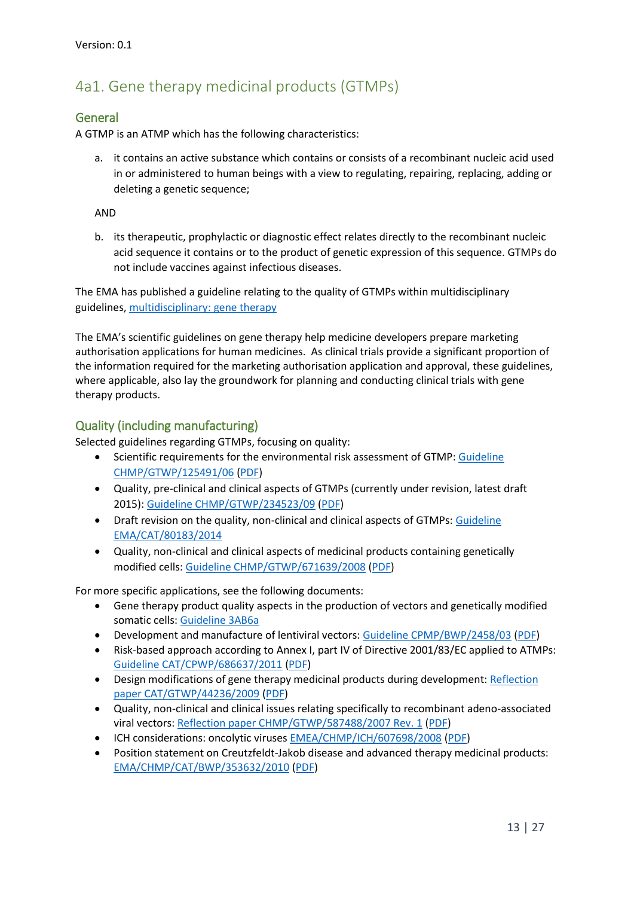Version: 0.1

## 4a1. Gene therapy medicinal products (GTMPs)

### General

A GTMP is an ATMP which has the following characteristics:

a. it contains an active substance which contains or consists of a recombinant nucleic acid used in or administered to human beings with a view to regulating, repairing, replacing, adding or deleting a genetic sequence;

AND

b. its therapeutic, prophylactic or diagnostic effect relates directly to the recombinant nucleic acid sequence it contains or to the product of genetic expression of this sequence. GTMPs do not include vaccines against infectious diseases.

The EMA has published a guideline relating to the quality of GTMPs within multidisciplinary guidelines, multidisciplinary: gene therapy

The EMA's scientific guidelines on gene therapy help medicine developers prepare marketing authorisation applications for human medicines. As clinical trials provide a significant proportion of the information required for the marketing authorisation application and approval, these guidelines, where applicable, also lay the groundwork for planning and conducting clinical trials with gene therapy products.

### Quality (including manufacturing)

Selected guidelines regarding GTMPs, focusing on quality:

- Scientific requirements for the environmental risk assessment of GTMP: Guideline CHMP/GTWP/125491/06 (PDF)
- Quality, pre-clinical and clinical aspects of GTMPs (currently under revision, latest draft 2015): Guideline CHMP/GTWP/234523/09 (PDF)
- Draft revision on the quality, non-clinical and clinical aspects of GTMPs: Guideline EMA/CAT/80183/2014
- Quality, non-clinical and clinical aspects of medicinal products containing genetically modified cells: Guideline CHMP/GTWP/671639/2008 (PDF)

For more specific applications, see the following documents:

- Gene therapy product quality aspects in the production of vectors and genetically modified somatic cells: Guideline 3AB6a
- Development and manufacture of lentiviral vectors: Guideline CPMP/BWP/2458/03 (PDF)
- Risk-based approach according to Annex I, part IV of Directive 2001/83/EC applied to ATMPs: Guideline CAT/CPWP/686637/2011 (PDF)
- Design modifications of gene therapy medicinal products during development: Reflection paper CAT/GTWP/44236/2009 (PDF)
- Quality, non-clinical and clinical issues relating specifically to recombinant adeno-associated viral vectors: Reflection paper CHMP/GTWP/587488/2007 Rev. 1 (PDF)
- ICH considerations: oncolytic viruses EMEA/CHMP/ICH/607698/2008 (PDF)
- Position statement on Creutzfeldt-Jakob disease and advanced therapy medicinal products: EMA/CHMP/CAT/BWP/353632/2010 (PDF)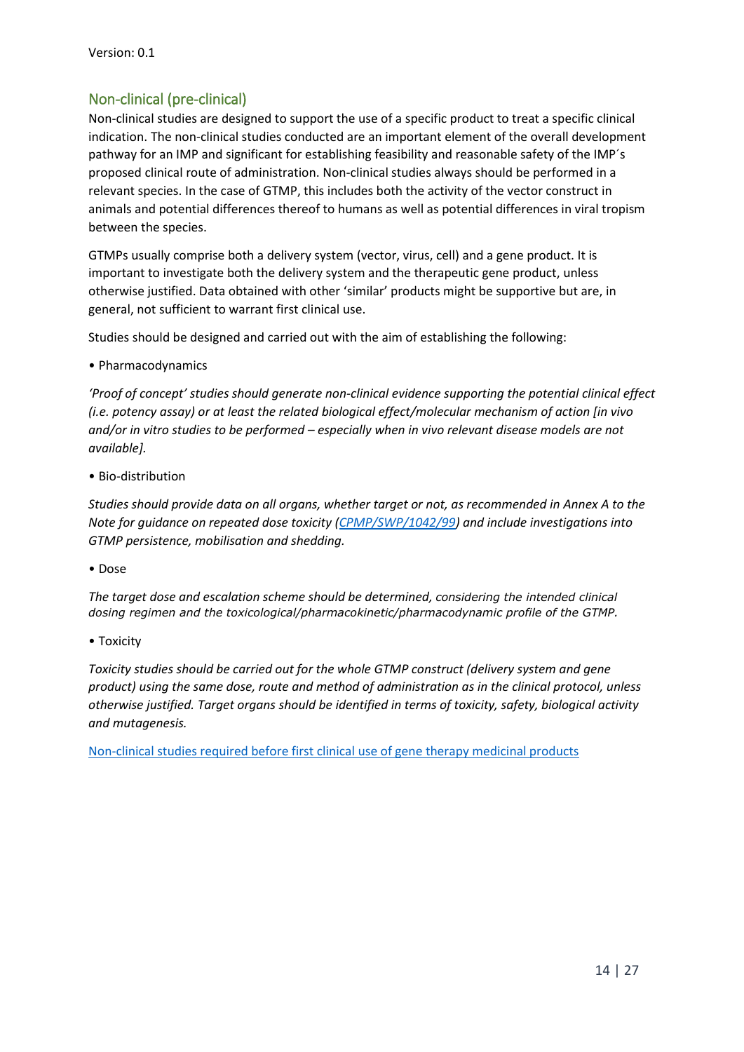## Non-clinical (pre-clinical)

Non-clinical studies are designed to support the use of a specific product to treat a specific clinical indication. The non-clinical studies conducted are an important element of the overall development pathway for an IMP and significant for establishing feasibility and reasonable safety of the IMP´s proposed clinical route of administration. Non-clinical studies always should be performed in a relevant species. In the case of GTMP, this includes both the activity of the vector construct in animals and potential differences thereof to humans as well as potential differences in viral tropism between the species.

GTMPs usually comprise both a delivery system (vector, virus, cell) and a gene product. It is important to investigate both the delivery system and the therapeutic gene product, unless otherwise justified. Data obtained with other 'similar' products might be supportive but are, in general, not sufficient to warrant first clinical use.

Studies should be designed and carried out with the aim of establishing the following:

• Pharmacodynamics

*'Proof of concept' studies should generate non-clinical evidence supporting the potential clinical effect (i.e. potency assay) or at least the related biological effect/molecular mechanism of action [in vivo and/or in vitro studies to be performed – especially when in vivo relevant disease models are not available].*

• Bio-distribution

*Studies should provide data on all organs, whether target or not, as recommended in Annex A to the Note for guidance on repeated dose toxicity (CPMP/SWP/1042/99) and include investigations into GTMP persistence, mobilisation and shedding.*

• Dose

*The target dose and escalation scheme should be determined, considering the intended clinical dosing regimen and the toxicological/pharmacokinetic/pharmacodynamic profile of the GTMP.*

• Toxicity

*Toxicity studies should be carried out for the whole GTMP construct (delivery system and gene product) using the same dose, route and method of administration as in the clinical protocol, unless otherwise justified. Target organs should be identified in terms of toxicity, safety, biological activity and mutagenesis.*

Non-clinical studies required before first clinical use of gene therapy medicinal products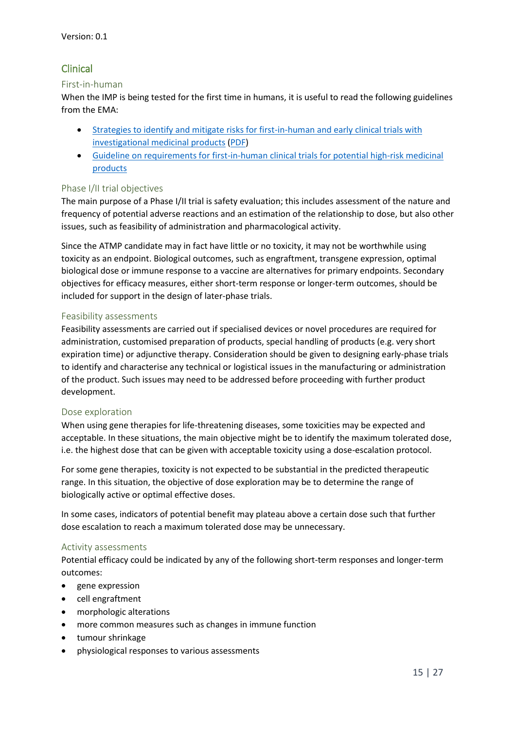## Clinical

### First-in-human

When the IMP is being tested for the first time in humans, it is useful to read the following guidelines from the EMA:

- Strategies to identify and mitigate risks for first-in-human and early clinical trials with investigational medicinal products (PDF)
- Guideline on requirements for first-in-human clinical trials for potential high-risk medicinal products

### Phase I/II trial objectives

The main purpose of a Phase I/II trial is safety evaluation; this includes assessment of the nature and frequency of potential adverse reactions and an estimation of the relationship to dose, but also other issues, such as feasibility of administration and pharmacological activity.

Since the ATMP candidate may in fact have little or no toxicity, it may not be worthwhile using toxicity as an endpoint. Biological outcomes, such as engraftment, transgene expression, optimal biological dose or immune response to a vaccine are alternatives for primary endpoints. Secondary objectives for efficacy measures, either short-term response or longer-term outcomes, should be included for support in the design of later-phase trials.

### Feasibility assessments

Feasibility assessments are carried out if specialised devices or novel procedures are required for administration, customised preparation of products, special handling of products (e.g. very short expiration time) or adjunctive therapy. Consideration should be given to designing early-phase trials to identify and characterise any technical or logistical issues in the manufacturing or administration of the product. Such issues may need to be addressed before proceeding with further product development.

### Dose exploration

When using gene therapies for life-threatening diseases, some toxicities may be expected and acceptable. In these situations, the main objective might be to identify the maximum tolerated dose, i.e. the highest dose that can be given with acceptable toxicity using a dose-escalation protocol.

For some gene therapies, toxicity is not expected to be substantial in the predicted therapeutic range. In this situation, the objective of dose exploration may be to determine the range of biologically active or optimal effective doses.

In some cases, indicators of potential benefit may plateau above a certain dose such that further dose escalation to reach a maximum tolerated dose may be unnecessary.

### Activity assessments

Potential efficacy could be indicated by any of the following short-term responses and longer-term outcomes:

- gene expression
- cell engraftment
- morphologic alterations
- more common measures such as changes in immune function
- tumour shrinkage
- physiological responses to various assessments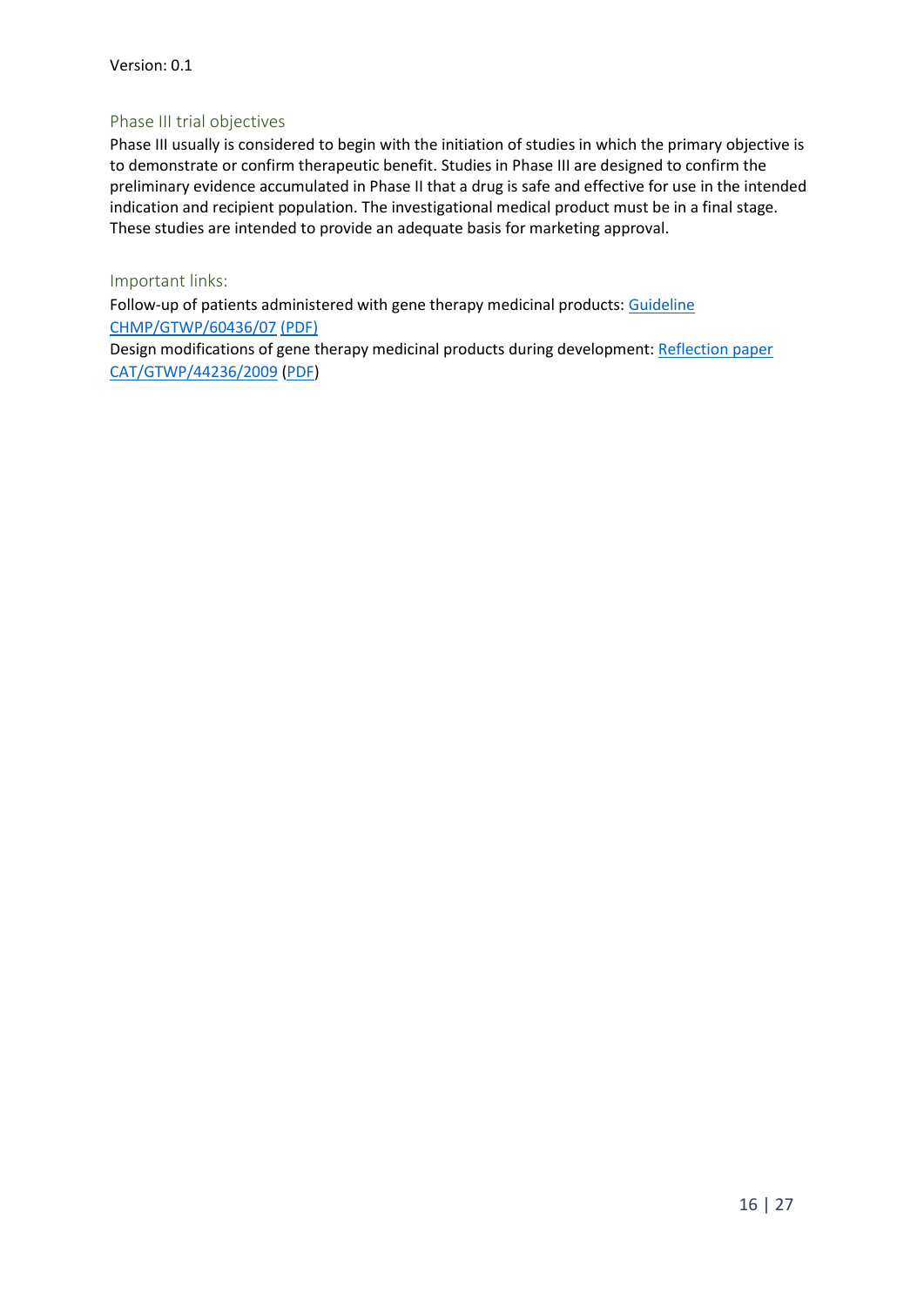## Phase III trial objectives

Phase III usually is considered to begin with the initiation of studies in which the primary objective is to demonstrate or confirm therapeutic benefit. Studies in Phase III are designed to confirm the preliminary evidence accumulated in Phase II that a drug is safe and effective for use in the intended indication and recipient population. The investigational medical product must be in a final stage. These studies are intended to provide an adequate basis for marketing approval.

## Important links:

Follow-up of patients administered with gene therapy medicinal products: Guideline CHMP/GTWP/60436/07 (PDF)

Design modifications of gene therapy medicinal products during development: Reflection paper CAT/GTWP/44236/2009 (PDF)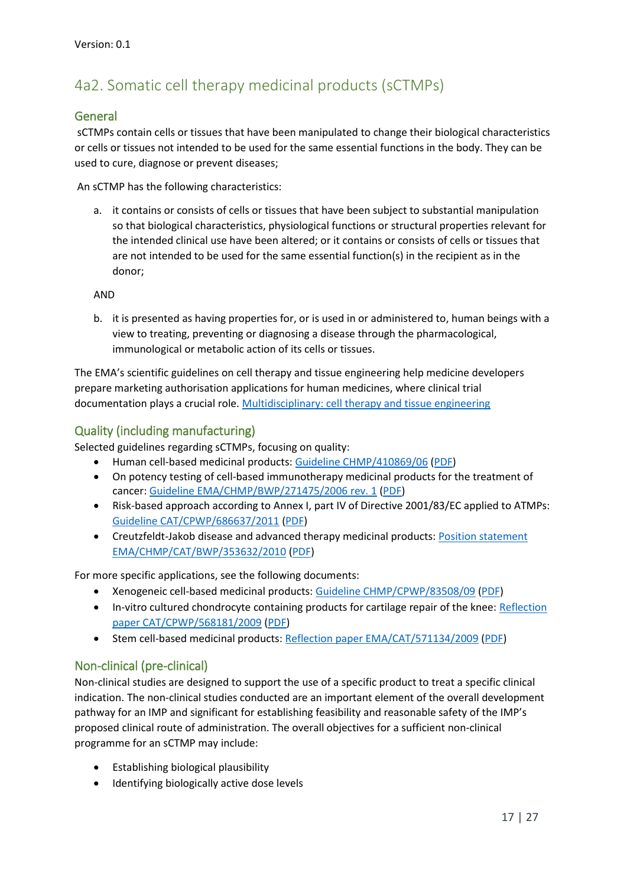## 4a2. Somatic cell therapy medicinal products (sCTMPs)

### General

sCTMPs contain cells or tissues that have been manipulated to change their biological characteristics or cells or tissues not intended to be used for the same essential functions in the body. They can be used to cure, diagnose or prevent diseases;

An sCTMP has the following characteristics:

a. it contains or consists of cells or tissues that have been subject to substantial manipulation so that biological characteristics, physiological functions or structural properties relevant for the intended clinical use have been altered; or it contains or consists of cells or tissues that are not intended to be used for the same essential function(s) in the recipient as in the donor;

AND

b. it is presented as having properties for, or is used in or administered to, human beings with a view to treating, preventing or diagnosing a disease through the pharmacological, immunological or metabolic action of its cells or tissues.

The EMA's scientific guidelines on cell therapy and tissue engineering help medicine developers prepare marketing authorisation applications for human medicines, where clinical trial documentation plays a crucial role. Multidisciplinary: cell therapy and tissue engineering

### Quality (including manufacturing)

Selected guidelines regarding sCTMPs, focusing on quality:

- Human cell-based medicinal products: Guideline CHMP/410869/06 (PDF)
- On potency testing of cell-based immunotherapy medicinal products for the treatment of cancer: Guideline EMA/CHMP/BWP/271475/2006 rev. 1 (PDF)
- Risk-based approach according to Annex I, part IV of Directive 2001/83/EC applied to ATMPs: Guideline CAT/CPWP/686637/2011 (PDF)
- Creutzfeldt-Jakob disease and advanced therapy medicinal products: Position statement EMA/CHMP/CAT/BWP/353632/2010 (PDF)

For more specific applications, see the following documents:

- Xenogeneic cell-based medicinal products: Guideline CHMP/CPWP/83508/09 (PDF)
- In-vitro cultured chondrocyte containing products for cartilage repair of the knee: Reflection paper CAT/CPWP/568181/2009 (PDF)
- Stem cell-based medicinal products: Reflection paper EMA/CAT/571134/2009 (PDF)

### Non-clinical (pre-clinical)

Non-clinical studies are designed to support the use of a specific product to treat a specific clinical indication. The non-clinical studies conducted are an important element of the overall development pathway for an IMP and significant for establishing feasibility and reasonable safety of the IMP's proposed clinical route of administration. The overall objectives for a sufficient non-clinical programme for an sCTMP may include:

- Establishing biological plausibility
- Identifying biologically active dose levels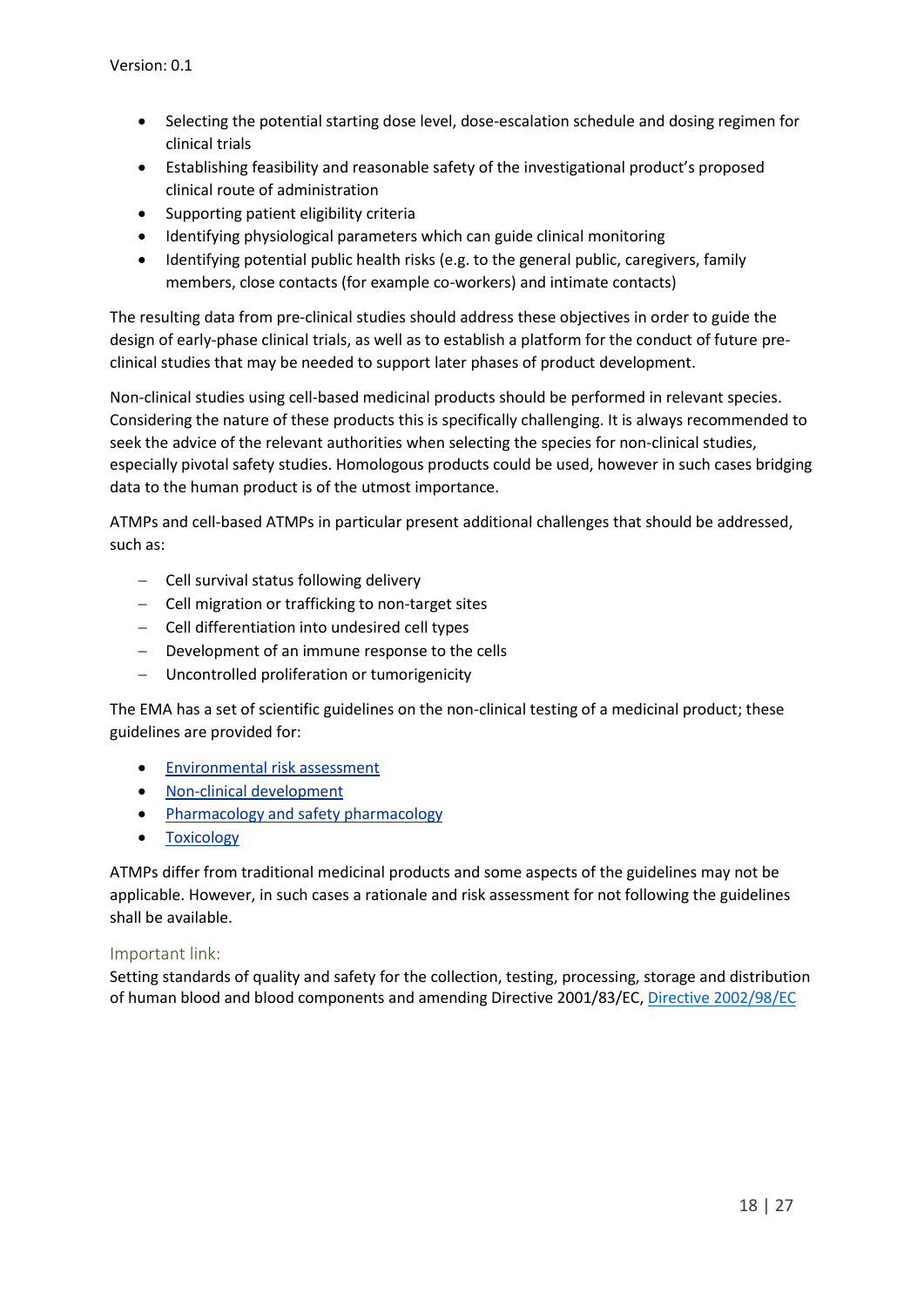- Selecting the potential starting dose level, dose-escalation schedule and dosing regimen for clinical trials
- Establishing feasibility and reasonable safety of the investigational product's proposed clinical route of administration
- Supporting patient eligibility criteria
- Identifying physiological parameters which can guide clinical monitoring
- Identifying potential public health risks (e.g. to the general public, caregivers, family members, close contacts (for example co-workers) and intimate contacts)

The resulting data from pre-clinical studies should address these objectives in order to guide the design of early-phase clinical trials, as well as to establish a platform for the conduct of future pre-clinical studies that may be needed to support later phases of product development.

Non-clinical studies using cell-based medicinal products should be performed in relevant species. Considering the nature of these products this is specifically challenging. It is always recommended to seek the advice of the relevant authorities when selecting the species for non-clinical studies, especially pivotal safety studies. Homologous products could be used, however in such cases bridging data to the human product is of the utmost importance.

ATMPs and cell-based ATMPs in particular present additional challenges that should be addressed, such as:

- Cell survival status following delivery
- Cell migration or trafficking to non-target sites
- Cell differentiation into undesired cell types
- Development of an immune response to the cells
- Uncontrolled proliferation or tumorigenicity

The EMA has a set of scientific guidelines on the non-clinical testing of a medicinal product; these guidelines are provided for:

- Environmental risk assessment
- Non-clinical development
- Pharmacology and safety pharmacology
- Toxicology

ATMPs differ from traditional medicinal products and some aspects of the guidelines may not be applicable. However, in such cases a rationale and risk assessment for not following the guidelines shall be available.

### Important link:

Setting standards of quality and safety for the collection, testing, processing, storage and distribution of human blood and blood components and amending Directive 2001/83/EC, Directive 2002/98/EC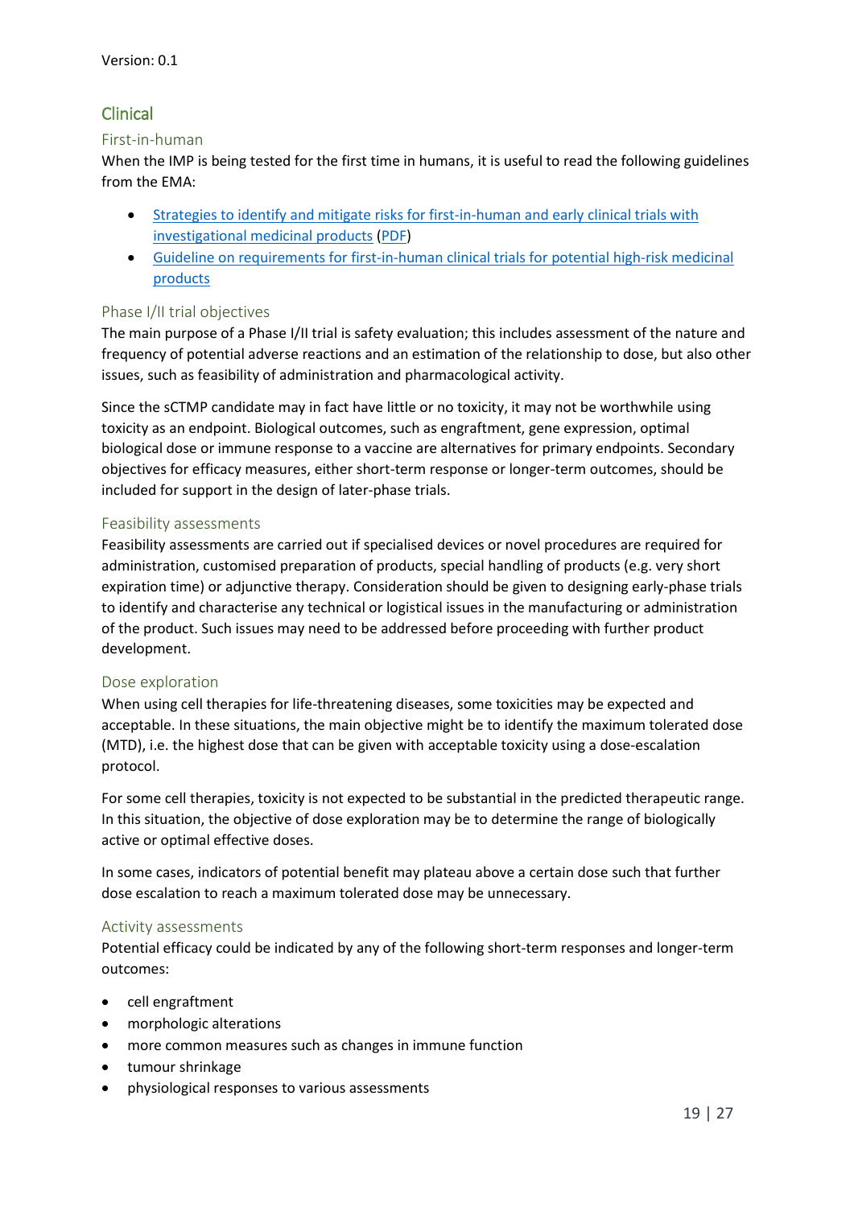## Clinical

### First-in-human

When the IMP is being tested for the first time in humans, it is useful to read the following guidelines from the EMA:

- Strategies to identify and mitigate risks for first-in-human and early clinical trials with investigational medicinal products (PDF)
- Guideline on requirements for first-in-human clinical trials for potential high-risk medicinal products

### Phase I/II trial objectives

The main purpose of a Phase I/II trial is safety evaluation; this includes assessment of the nature and frequency of potential adverse reactions and an estimation of the relationship to dose, but also other issues, such as feasibility of administration and pharmacological activity.

Since the sCTMP candidate may in fact have little or no toxicity, it may not be worthwhile using toxicity as an endpoint. Biological outcomes, such as engraftment, gene expression, optimal biological dose or immune response to a vaccine are alternatives for primary endpoints. Secondary objectives for efficacy measures, either short-term response or longer-term outcomes, should be included for support in the design of later-phase trials.

### Feasibility assessments

Feasibility assessments are carried out if specialised devices or novel procedures are required for administration, customised preparation of products, special handling of products (e.g. very short expiration time) or adjunctive therapy. Consideration should be given to designing early-phase trials to identify and characterise any technical or logistical issues in the manufacturing or administration of the product. Such issues may need to be addressed before proceeding with further product development.

### Dose exploration

When using cell therapies for life-threatening diseases, some toxicities may be expected and acceptable. In these situations, the main objective might be to identify the maximum tolerated dose (MTD), i.e. the highest dose that can be given with acceptable toxicity using a dose-escalation protocol.

For some cell therapies, toxicity is not expected to be substantial in the predicted therapeutic range. In this situation, the objective of dose exploration may be to determine the range of biologically active or optimal effective doses.

In some cases, indicators of potential benefit may plateau above a certain dose such that further dose escalation to reach a maximum tolerated dose may be unnecessary.

### Activity assessments

Potential efficacy could be indicated by any of the following short-term responses and longer-term outcomes:

- cell engraftment
- morphologic alterations
- more common measures such as changes in immune function
- tumour shrinkage
- physiological responses to various assessments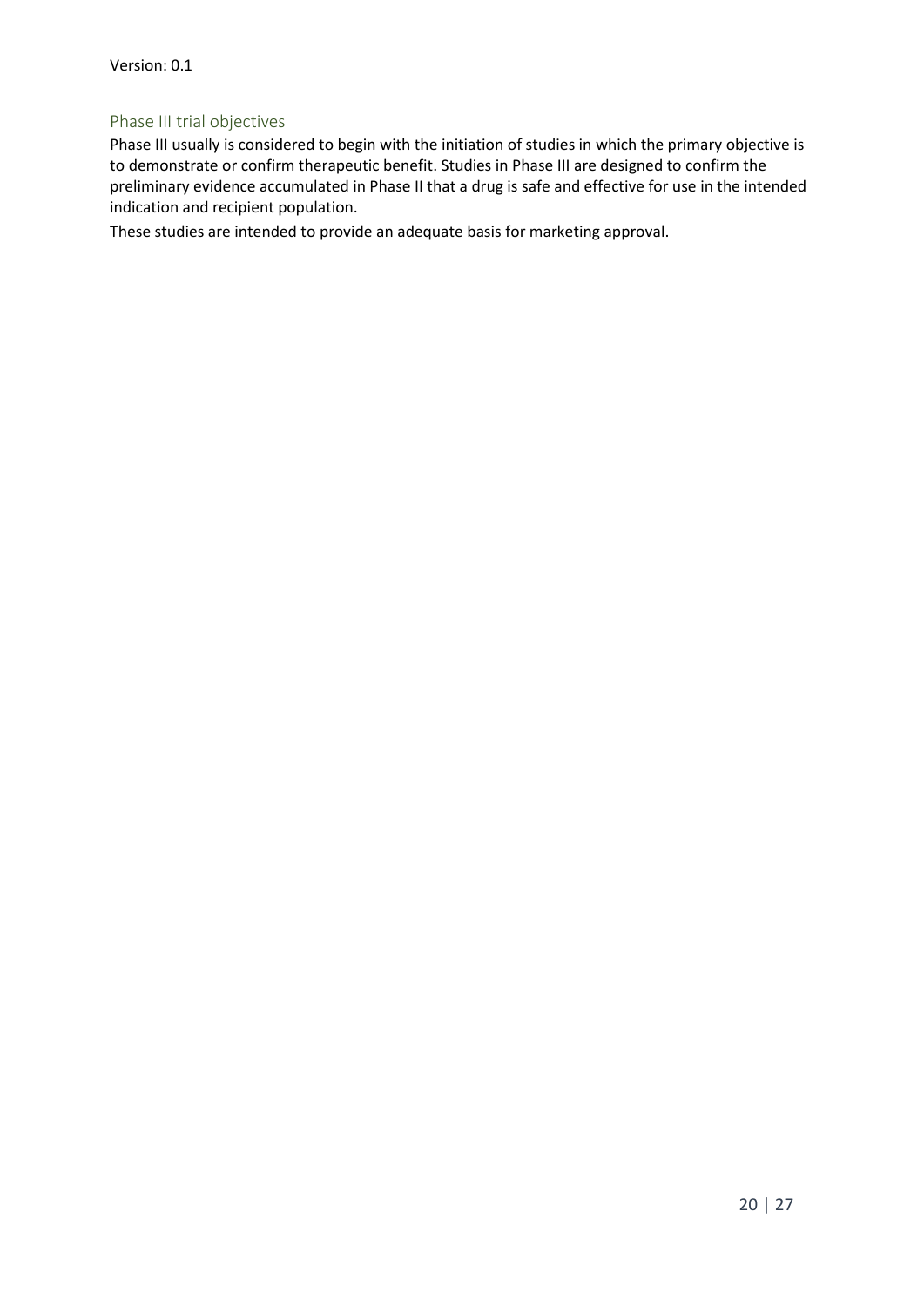## Phase III trial objectives

Phase III usually is considered to begin with the initiation of studies in which the primary objective is to demonstrate or confirm therapeutic benefit. Studies in Phase III are designed to confirm the preliminary evidence accumulated in Phase II that a drug is safe and effective for use in the intended indication and recipient population.

These studies are intended to provide an adequate basis for marketing approval.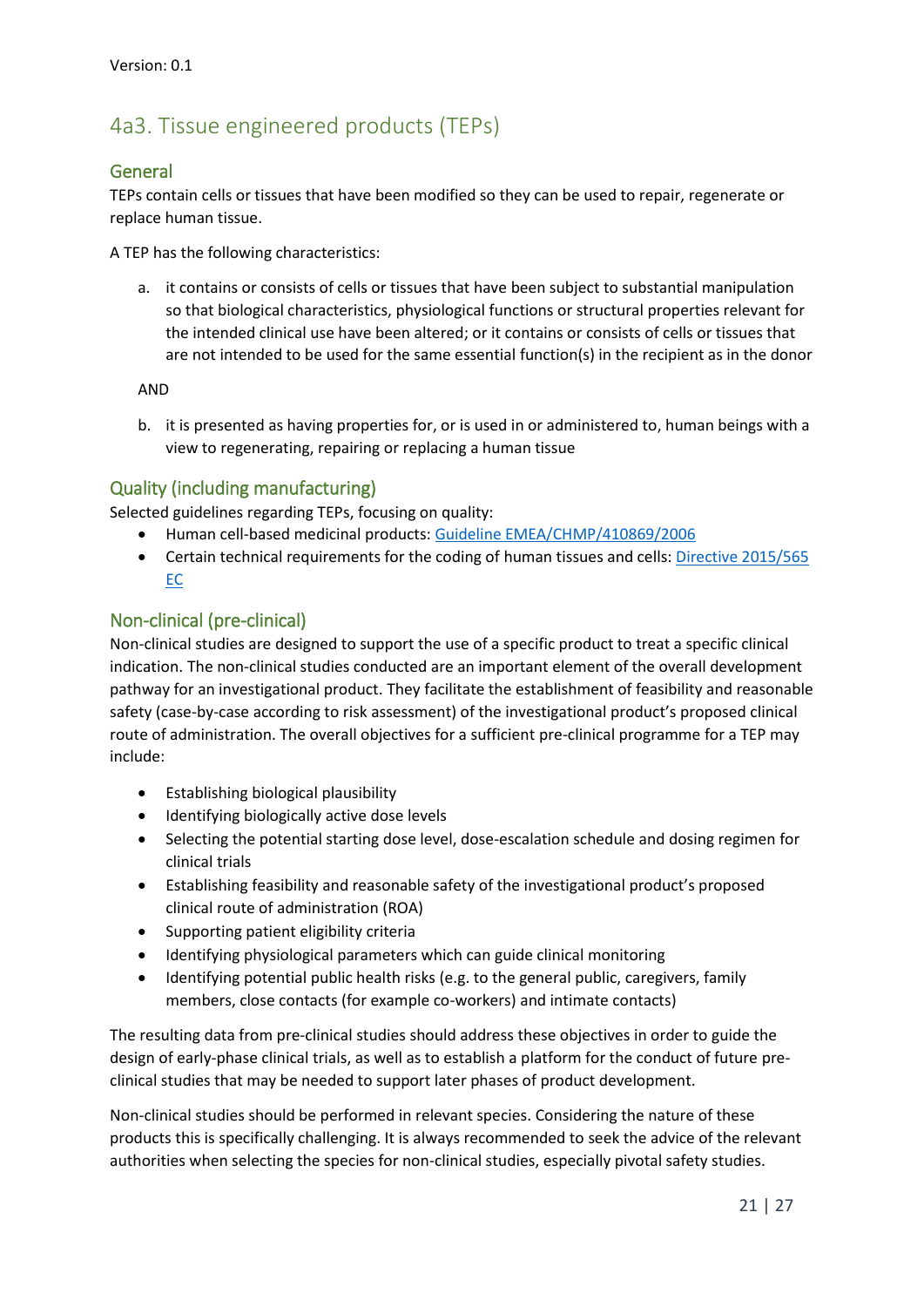## 4a3. Tissue engineered products (TEPs)

### General

TEPs contain cells or tissues that have been modified so they can be used to repair, regenerate or replace human tissue.

A TEP has the following characteristics:

a. it contains or consists of cells or tissues that have been subject to substantial manipulation so that biological characteristics, physiological functions or structural properties relevant for the intended clinical use have been altered; or it contains or consists of cells or tissues that are not intended to be used for the same essential function(s) in the recipient as in the donor

AND

b. it is presented as having properties for, or is used in or administered to, human beings with a view to regenerating, repairing or replacing a human tissue

### Quality (including manufacturing)

Selected guidelines regarding TEPs, focusing on quality:

- Human cell-based medicinal products: Guideline EMEA/CHMP/410869/2006
- Certain technical requirements for the coding of human tissues and cells: Directive 2015/565 EC

### Non-clinical (pre-clinical)

Non-clinical studies are designed to support the use of a specific product to treat a specific clinical indication. The non-clinical studies conducted are an important element of the overall development pathway for an investigational product. They facilitate the establishment of feasibility and reasonable safety (case-by-case according to risk assessment) of the investigational product's proposed clinical route of administration. The overall objectives for a sufficient pre-clinical programme for a TEP may include:

- Establishing biological plausibility
- Identifying biologically active dose levels
- Selecting the potential starting dose level, dose-escalation schedule and dosing regimen for clinical trials
- Establishing feasibility and reasonable safety of the investigational product's proposed clinical route of administration (ROA)
- Supporting patient eligibility criteria
- Identifying physiological parameters which can guide clinical monitoring
- Identifying potential public health risks (e.g. to the general public, caregivers, family members, close contacts (for example co-workers) and intimate contacts)

The resulting data from pre-clinical studies should address these objectives in order to guide the design of early-phase clinical trials, as well as to establish a platform for the conduct of future pre-clinical studies that may be needed to support later phases of product development.

Non-clinical studies should be performed in relevant species. Considering the nature of these products this is specifically challenging. It is always recommended to seek the advice of the relevant authorities when selecting the species for non-clinical studies, especially pivotal safety studies.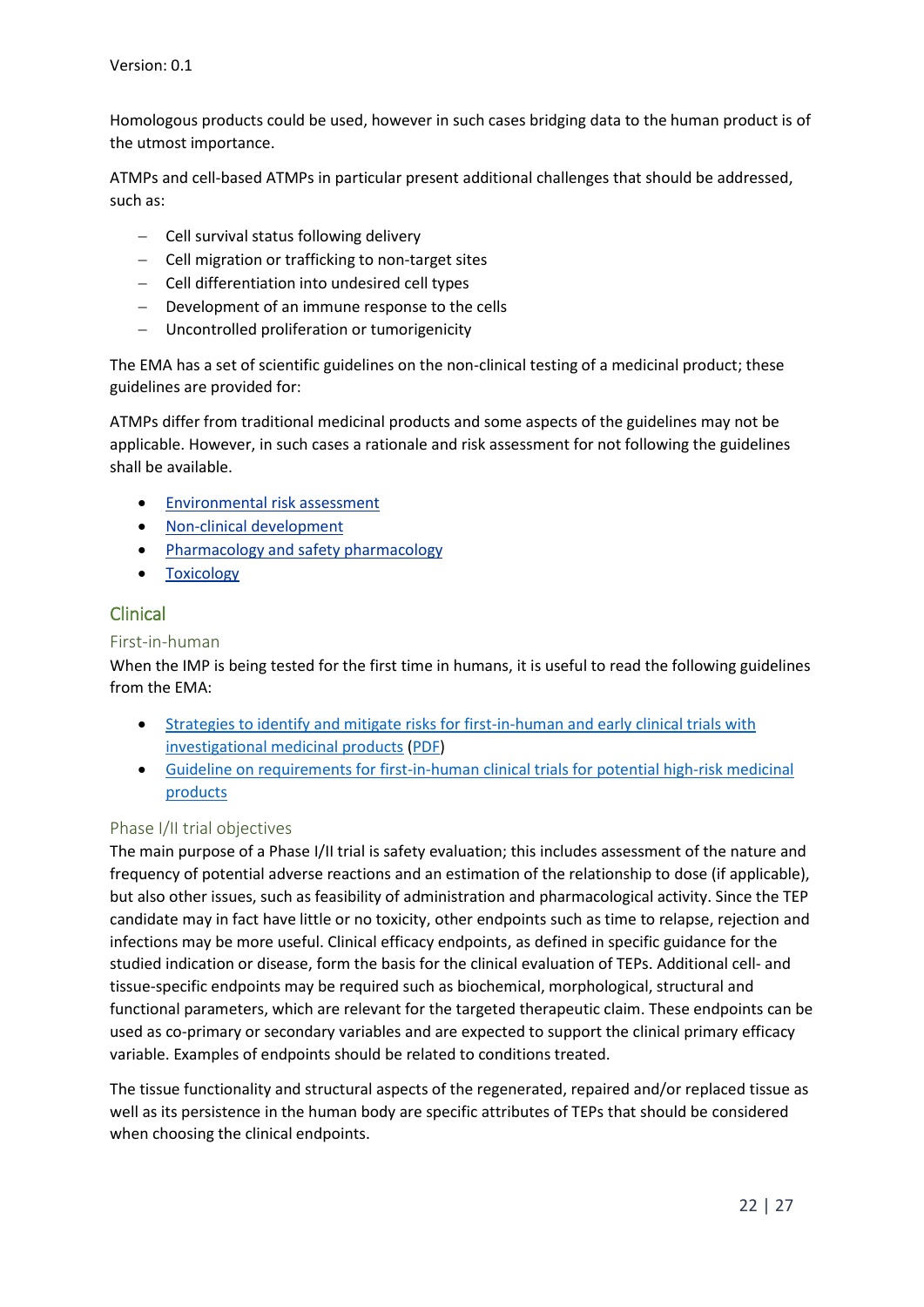Homologous products could be used, however in such cases bridging data to the human product is of the utmost importance.

ATMPs and cell-based ATMPs in particular present additional challenges that should be addressed, such as:

- Cell survival status following delivery
- Cell migration or trafficking to non-target sites
- Cell differentiation into undesired cell types
- Development of an immune response to the cells
- Uncontrolled proliferation or tumorigenicity

The EMA has a set of scientific guidelines on the non-clinical testing of a medicinal product; these guidelines are provided for:

ATMPs differ from traditional medicinal products and some aspects of the guidelines may not be applicable. However, in such cases a rationale and risk assessment for not following the guidelines shall be available.

- Environmental risk assessment
- Non-clinical development
- Pharmacology and safety pharmacology
- Toxicology

## Clinical

### First-in-human

When the IMP is being tested for the first time in humans, it is useful to read the following guidelines from the EMA:

- Strategies to identify and mitigate risks for first-in-human and early clinical trials with investigational medicinal products (PDF)
- Guideline on requirements for first-in-human clinical trials for potential high-risk medicinal products

### Phase I/II trial objectives

The main purpose of a Phase I/II trial is safety evaluation; this includes assessment of the nature and frequency of potential adverse reactions and an estimation of the relationship to dose (if applicable), but also other issues, such as feasibility of administration and pharmacological activity. Since the TEP candidate may in fact have little or no toxicity, other endpoints such as time to relapse, rejection and infections may be more useful. Clinical efficacy endpoints, as defined in specific guidance for the studied indication or disease, form the basis for the clinical evaluation of TEPs. Additional cell- and tissue-specific endpoints may be required such as biochemical, morphological, structural and functional parameters, which are relevant for the targeted therapeutic claim. These endpoints can be used as co-primary or secondary variables and are expected to support the clinical primary efficacy variable. Examples of endpoints should be related to conditions treated.

The tissue functionality and structural aspects of the regenerated, repaired and/or replaced tissue as well as its persistence in the human body are specific attributes of TEPs that should be considered when choosing the clinical endpoints.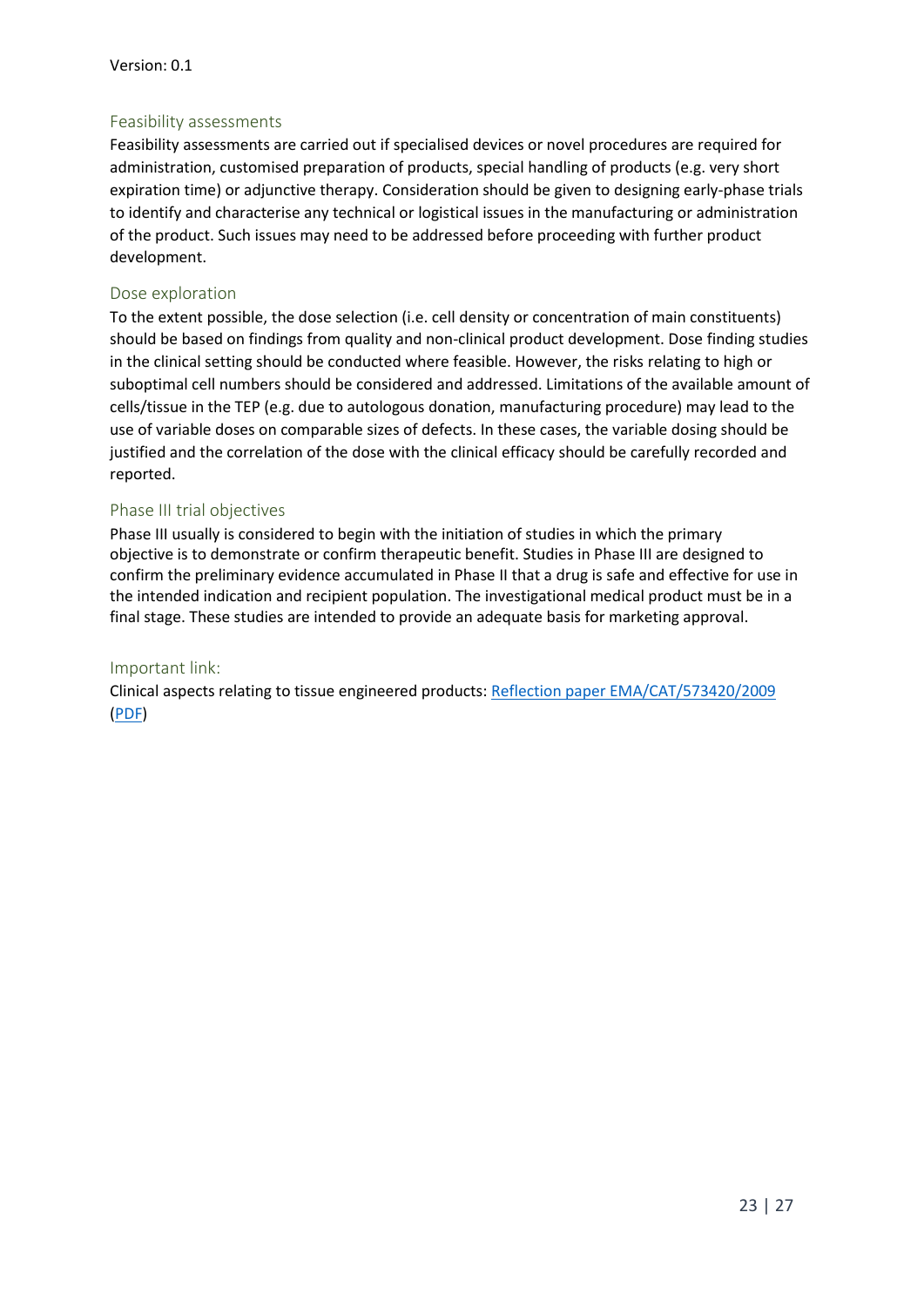### Feasibility assessments

Feasibility assessments are carried out if specialised devices or novel procedures are required for administration, customised preparation of products, special handling of products (e.g. very short expiration time) or adjunctive therapy. Consideration should be given to designing early-phase trials to identify and characterise any technical or logistical issues in the manufacturing or administration of the product. Such issues may need to be addressed before proceeding with further product development.

### Dose exploration

To the extent possible, the dose selection (i.e. cell density or concentration of main constituents) should be based on findings from quality and non-clinical product development. Dose finding studies in the clinical setting should be conducted where feasible. However, the risks relating to high or suboptimal cell numbers should be considered and addressed. Limitations of the available amount of cells/tissue in the TEP (e.g. due to autologous donation, manufacturing procedure) may lead to the use of variable doses on comparable sizes of defects. In these cases, the variable dosing should be justified and the correlation of the dose with the clinical efficacy should be carefully recorded and reported.

### Phase III trial objectives

Phase III usually is considered to begin with the initiation of studies in which the primary objective is to demonstrate or confirm therapeutic benefit. Studies in Phase III are designed to confirm the preliminary evidence accumulated in Phase II that a drug is safe and effective for use in the intended indication and recipient population. The investigational medical product must be in a final stage. These studies are intended to provide an adequate basis for marketing approval.

### Important link:

Clinical aspects relating to tissue engineered products: Reflection paper EMA/CAT/573420/2009 (PDF)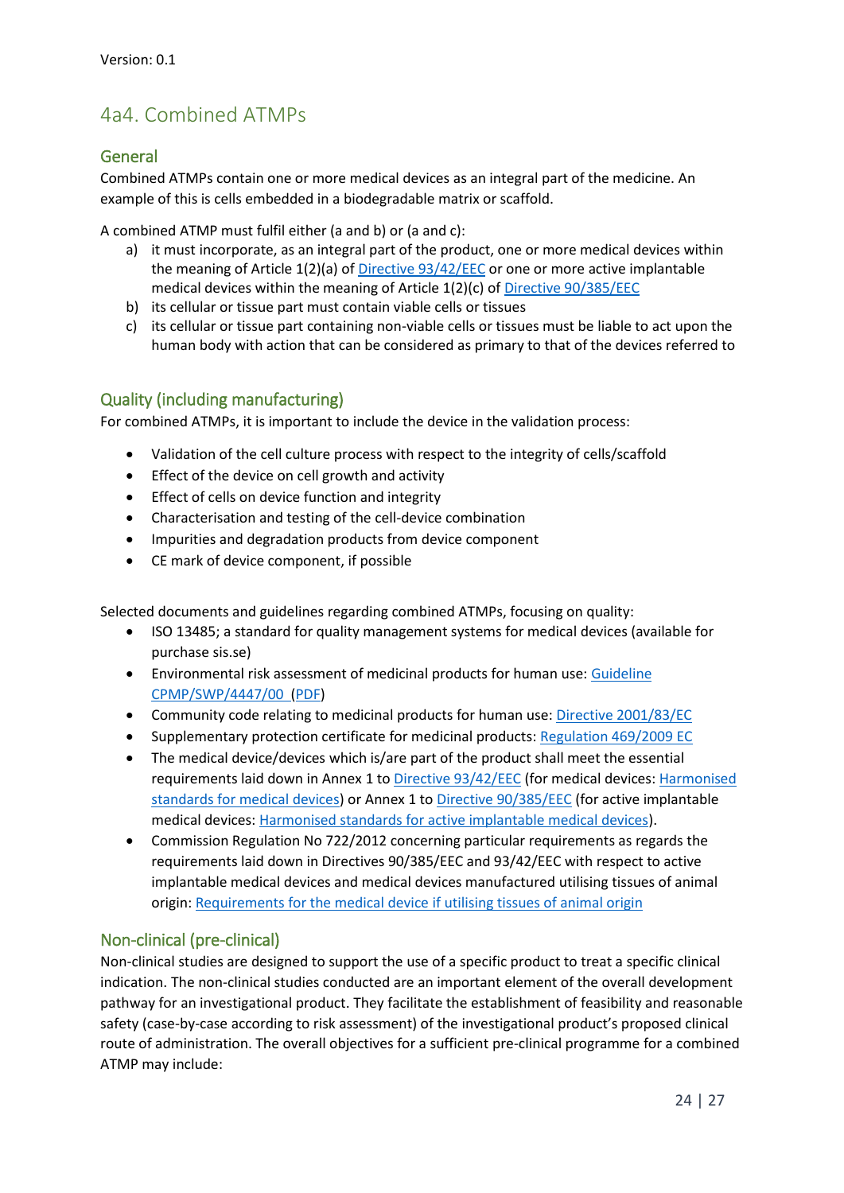## 4a4. Combined ATMPs

### General

Combined ATMPs contain one or more medical devices as an integral part of the medicine. An example of this is cells embedded in a biodegradable matrix or scaffold.

A combined ATMP must fulfil either (a and b) or (a and c):

a) it must incorporate, as an integral part of the product, one or more medical devices within the meaning of Article 1(2)(a) of Directive 93/42/EEC or one or more active implantable medical devices within the meaning of Article 1(2)(c) of Directive 90/385/EEC
b) its cellular or tissue part must contain viable cells or tissues
c) its cellular or tissue part containing non-viable cells or tissues must be liable to act upon the human body with action that can be considered as primary to that of the devices referred to

### Quality (including manufacturing)

For combined ATMPs, it is important to include the device in the validation process:

- Validation of the cell culture process with respect to the integrity of cells/scaffold
- Effect of the device on cell growth and activity
- Effect of cells on device function and integrity
- Characterisation and testing of the cell-device combination
- Impurities and degradation products from device component
- CE mark of device component, if possible

Selected documents and guidelines regarding combined ATMPs, focusing on quality:

- ISO 13485; a standard for quality management systems for medical devices (available for purchase sis.se)
- Environmental risk assessment of medicinal products for human use: Guideline CPMP/SWP/4447/00 (PDF)
- Community code relating to medicinal products for human use: Directive 2001/83/EC
- Supplementary protection certificate for medicinal products: Regulation 469/2009 EC
- The medical device/devices which is/are part of the product shall meet the essential requirements laid down in Annex 1 to Directive 93/42/EEC (for medical devices: Harmonised standards for medical devices) or Annex 1 to Directive 90/385/EEC (for active implantable medical devices: Harmonised standards for active implantable medical devices).
- Commission Regulation No 722/2012 concerning particular requirements as regards the requirements laid down in Directives 90/385/EEC and 93/42/EEC with respect to active implantable medical devices and medical devices manufactured utilising tissues of animal origin: Requirements for the medical device if utilising tissues of animal origin

### Non-clinical (pre-clinical)

Non-clinical studies are designed to support the use of a specific product to treat a specific clinical indication. The non-clinical studies conducted are an important element of the overall development pathway for an investigational product. They facilitate the establishment of feasibility and reasonable safety (case-by-case according to risk assessment) of the investigational product's proposed clinical route of administration. The overall objectives for a sufficient pre-clinical programme for a combined ATMP may include: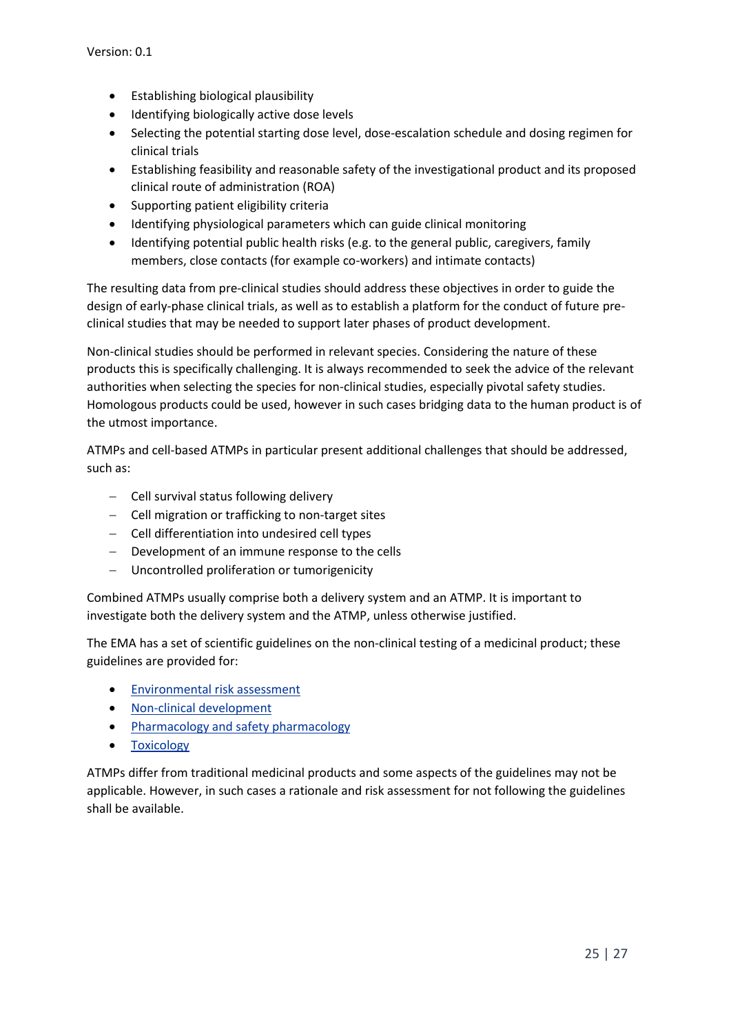- Establishing biological plausibility
- Identifying biologically active dose levels
- Selecting the potential starting dose level, dose-escalation schedule and dosing regimen for clinical trials
- Establishing feasibility and reasonable safety of the investigational product and its proposed clinical route of administration (ROA)
- Supporting patient eligibility criteria
- Identifying physiological parameters which can guide clinical monitoring
- Identifying potential public health risks (e.g. to the general public, caregivers, family members, close contacts (for example co-workers) and intimate contacts)

The resulting data from pre-clinical studies should address these objectives in order to guide the design of early-phase clinical trials, as well as to establish a platform for the conduct of future pre-clinical studies that may be needed to support later phases of product development.

Non-clinical studies should be performed in relevant species. Considering the nature of these products this is specifically challenging. It is always recommended to seek the advice of the relevant authorities when selecting the species for non-clinical studies, especially pivotal safety studies. Homologous products could be used, however in such cases bridging data to the human product is of the utmost importance.

ATMPs and cell-based ATMPs in particular present additional challenges that should be addressed, such as:

- Cell survival status following delivery
- Cell migration or trafficking to non-target sites
- Cell differentiation into undesired cell types
- Development of an immune response to the cells
- Uncontrolled proliferation or tumorigenicity

Combined ATMPs usually comprise both a delivery system and an ATMP. It is important to investigate both the delivery system and the ATMP, unless otherwise justified.

The EMA has a set of scientific guidelines on the non-clinical testing of a medicinal product; these guidelines are provided for:

- Environmental risk assessment
- Non-clinical development
- Pharmacology and safety pharmacology
- Toxicology

ATMPs differ from traditional medicinal products and some aspects of the guidelines may not be applicable. However, in such cases a rationale and risk assessment for not following the guidelines shall be available.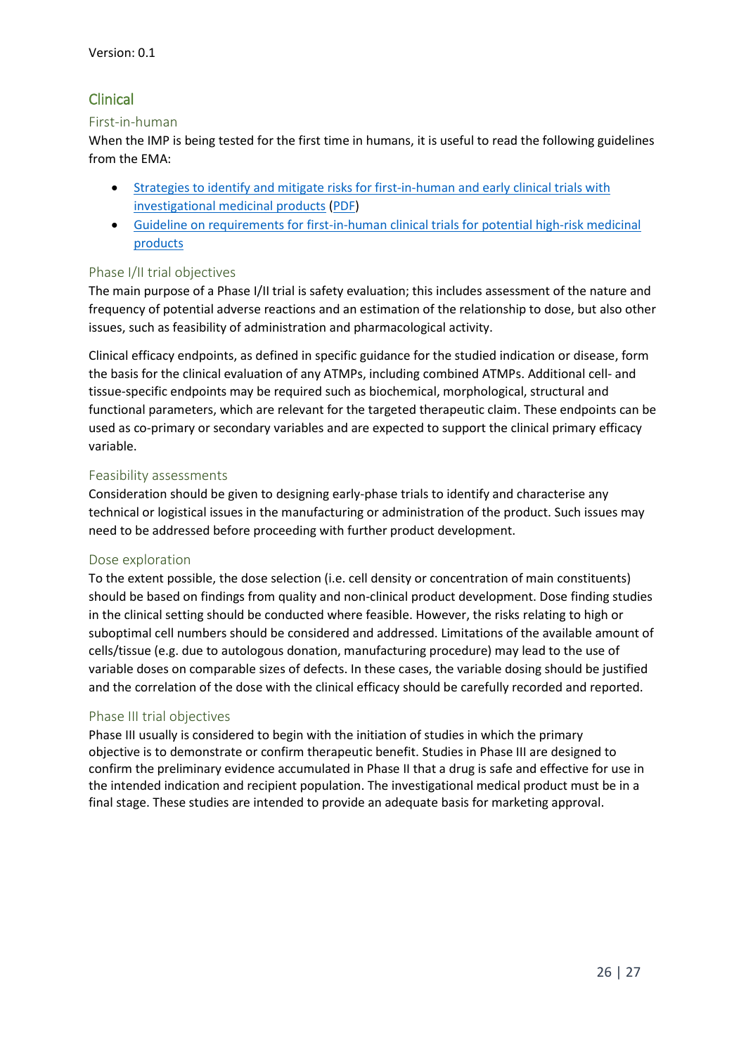## Clinical

### First-in-human

When the IMP is being tested for the first time in humans, it is useful to read the following guidelines from the EMA:

- Strategies to identify and mitigate risks for first-in-human and early clinical trials with investigational medicinal products (PDF)
- Guideline on requirements for first-in-human clinical trials for potential high-risk medicinal products

### Phase I/II trial objectives

The main purpose of a Phase I/II trial is safety evaluation; this includes assessment of the nature and frequency of potential adverse reactions and an estimation of the relationship to dose, but also other issues, such as feasibility of administration and pharmacological activity.

Clinical efficacy endpoints, as defined in specific guidance for the studied indication or disease, form the basis for the clinical evaluation of any ATMPs, including combined ATMPs. Additional cell- and tissue-specific endpoints may be required such as biochemical, morphological, structural and functional parameters, which are relevant for the targeted therapeutic claim. These endpoints can be used as co-primary or secondary variables and are expected to support the clinical primary efficacy variable.

### Feasibility assessments

Consideration should be given to designing early-phase trials to identify and characterise any technical or logistical issues in the manufacturing or administration of the product. Such issues may need to be addressed before proceeding with further product development.

### Dose exploration

To the extent possible, the dose selection (i.e. cell density or concentration of main constituents) should be based on findings from quality and non-clinical product development. Dose finding studies in the clinical setting should be conducted where feasible. However, the risks relating to high or suboptimal cell numbers should be considered and addressed. Limitations of the available amount of cells/tissue (e.g. due to autologous donation, manufacturing procedure) may lead to the use of variable doses on comparable sizes of defects. In these cases, the variable dosing should be justified and the correlation of the dose with the clinical efficacy should be carefully recorded and reported.

### Phase III trial objectives

Phase III usually is considered to begin with the initiation of studies in which the primary objective is to demonstrate or confirm therapeutic benefit. Studies in Phase III are designed to confirm the preliminary evidence accumulated in Phase II that a drug is safe and effective for use in the intended indication and recipient population. The investigational medical product must be in a final stage. These studies are intended to provide an adequate basis for marketing approval.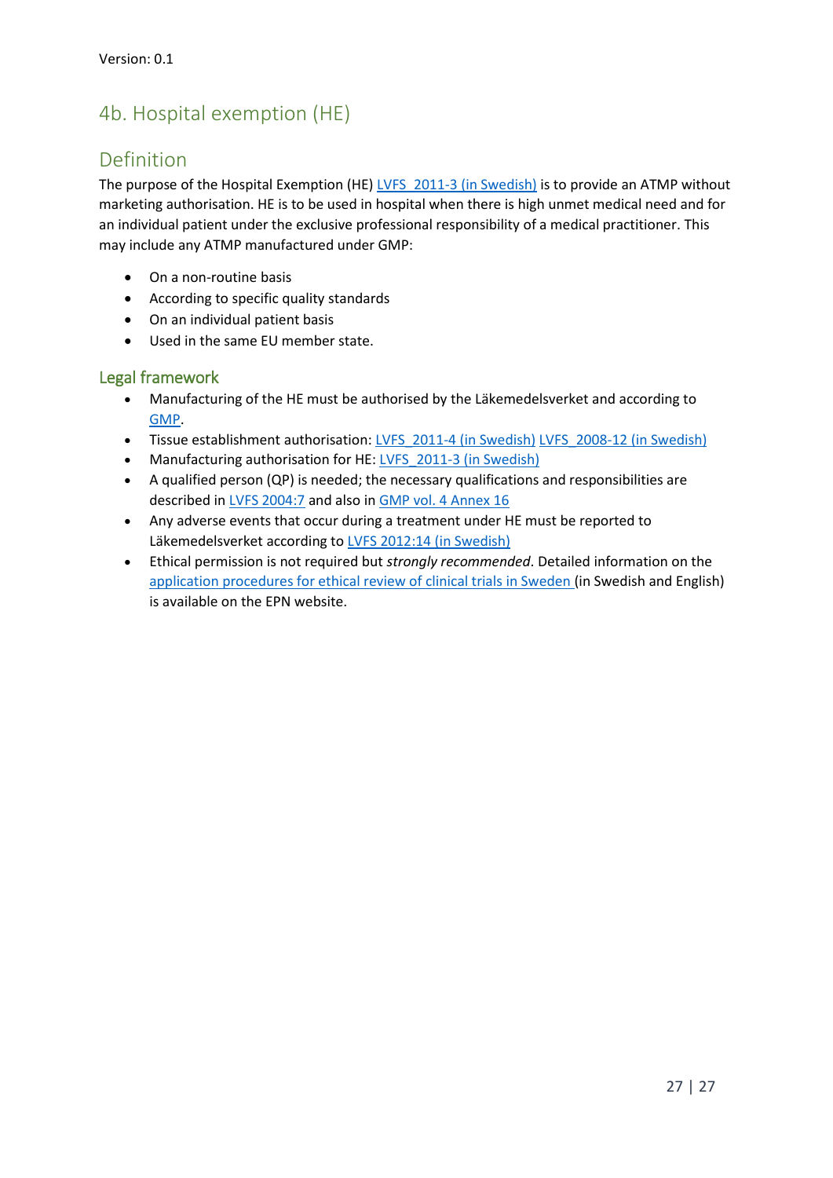Version: 0.1

## 4b. Hospital exemption (HE)

## Definition

The purpose of the Hospital Exemption (HE) LVFS 2011-3 (in Swedish) is to provide an ATMP without marketing authorisation. HE is to be used in hospital when there is high unmet medical need and for an individual patient under the exclusive professional responsibility of a medical practitioner. This may include any ATMP manufactured under GMP:

- On a non-routine basis
- According to specific quality standards
- On an individual patient basis
- Used in the same EU member state.

### Legal framework

- Manufacturing of the HE must be authorised by the Läkemedelsverket and according to GMP.
- Tissue establishment authorisation: LVFS 2011-4 (in Swedish) LVFS 2008-12 (in Swedish)
- Manufacturing authorisation for HE: LVFS 2011-3 (in Swedish)
- A qualified person (QP) is needed; the necessary qualifications and responsibilities are described in LVFS 2004:7 and also in GMP vol. 4 Annex 16
- Any adverse events that occur during a treatment under HE must be reported to Läkemedelsverket according to LVFS 2012:14 (in Swedish)
- Ethical permission is not required but *strongly recommended*. Detailed information on the application procedures for ethical review of clinical trials in Sweden (in Swedish and English) is available on the EPN website.